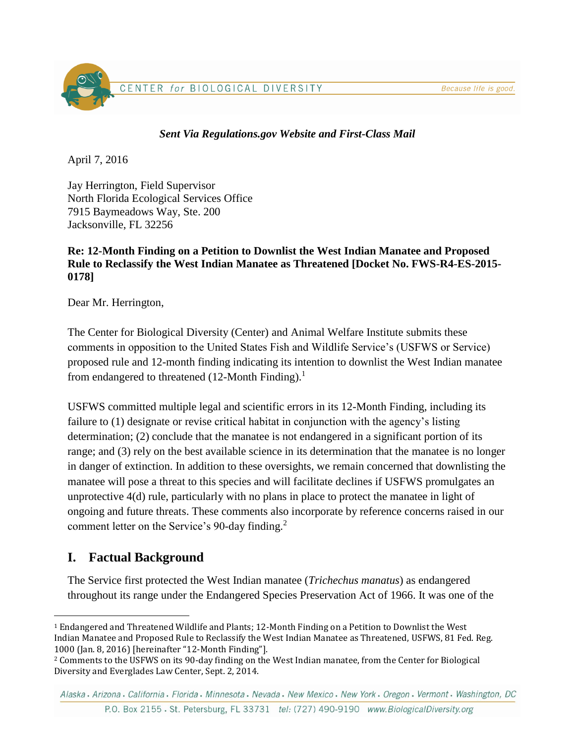CENTER *for* BIOLOGICAL DIVERSITY *Because life is good.*

***Sent Via Regulations.gov Website and First-Class Mail***

April 7, 2016

Jay Herrington, Field Supervisor
North Florida Ecological Services Office
7915 Baymeadows Way, Ste. 200
Jacksonville, FL 32256

**Re: 12-Month Finding on a Petition to Downlist the West Indian Manatee and Proposed Rule to Reclassify the West Indian Manatee as Threatened [Docket No. FWS-R4-ES-2015-0178]**

Dear Mr. Herrington,

The Center for Biological Diversity (Center) and Animal Welfare Institute submits these comments in opposition to the United States Fish and Wildlife Service's (USFWS or Service) proposed rule and 12-month finding indicating its intention to downlist the West Indian manatee from endangered to threatened (12-Month Finding).[1]

USFWS committed multiple legal and scientific errors in its 12-Month Finding, including its failure to (1) designate or revise critical habitat in conjunction with the agency's listing determination; (2) conclude that the manatee is not endangered in a significant portion of its range; and (3) rely on the best available science in its determination that the manatee is no longer in danger of extinction. In addition to these oversights, we remain concerned that downlisting the manatee will pose a threat to this species and will facilitate declines if USFWS promulgates an unprotective 4(d) rule, particularly with no plans in place to protect the manatee in light of ongoing and future threats. These comments also incorporate by reference concerns raised in our comment letter on the Service's 90-day finding.[2]

## I. Factual Background

The Service first protected the West Indian manatee (*Trichechus manatus*) as endangered throughout its range under the Endangered Species Preservation Act of 1966. It was one of the

[1] Endangered and Threatened Wildlife and Plants; 12-Month Finding on a Petition to Downlist the West Indian Manatee and Proposed Rule to Reclassify the West Indian Manatee as Threatened, USFWS, 81 Fed. Reg. 1000 (Jan. 8, 2016) [hereinafter "12-Month Finding"].

[2] Comments to the USFWS on its 90-day finding on the West Indian manatee, from the Center for Biological Diversity and Everglades Law Center, Sept. 2, 2014.

Alaska . Arizona . California . Florida . Minnesota . Nevada . New Mexico . New York . Oregon . Vermont . Washington, DC
P.O. Box 2155 . St. Petersburg, FL 33731 tel: (727) 490-9190 www.BiologicalDiversity.org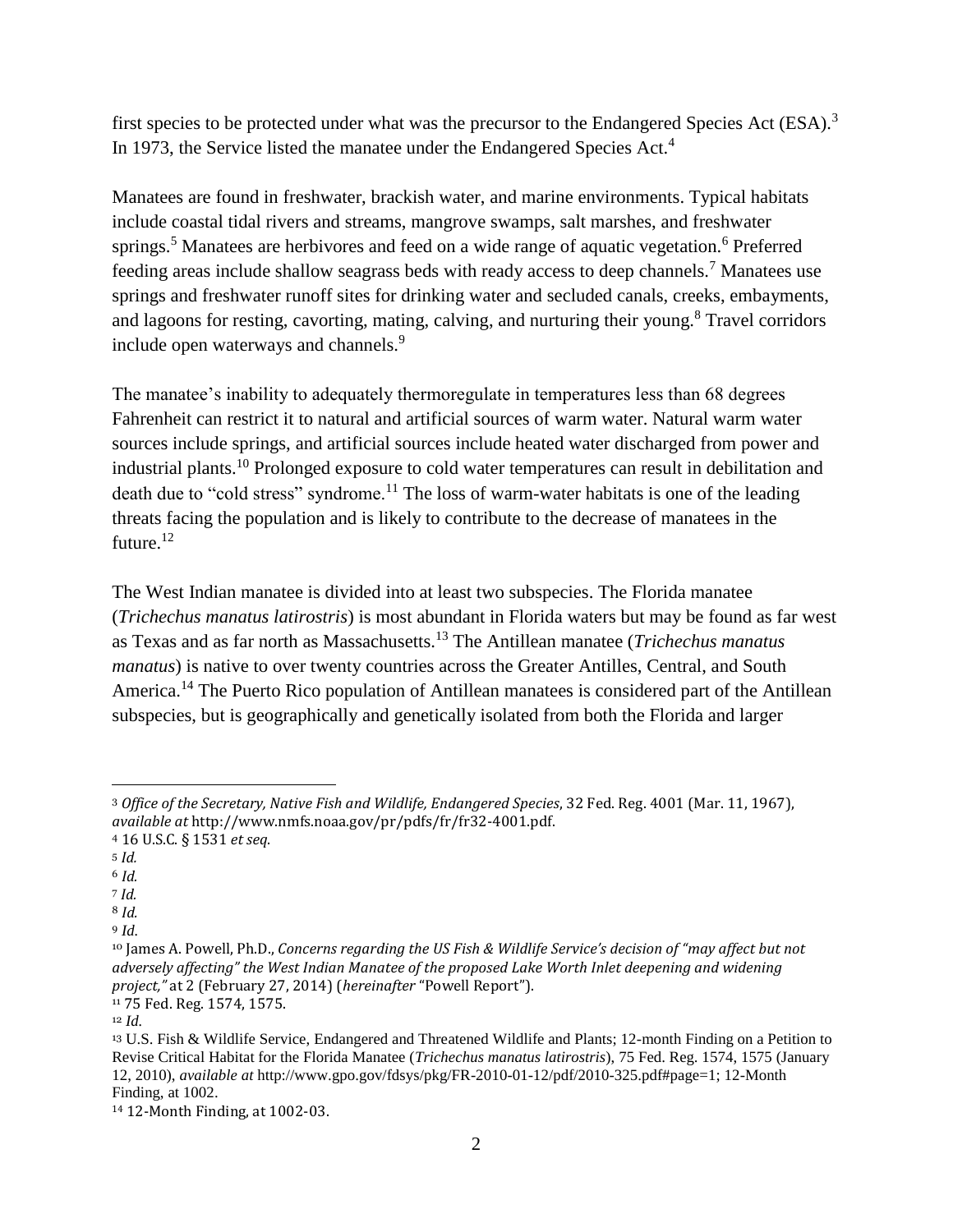first species to be protected under what was the precursor to the Endangered Species Act (ESA).[3] In 1973, the Service listed the manatee under the Endangered Species Act.[4]

Manatees are found in freshwater, brackish water, and marine environments. Typical habitats include coastal tidal rivers and streams, mangrove swamps, salt marshes, and freshwater springs.[5] Manatees are herbivores and feed on a wide range of aquatic vegetation.[6] Preferred feeding areas include shallow seagrass beds with ready access to deep channels.[7] Manatees use springs and freshwater runoff sites for drinking water and secluded canals, creeks, embayments, and lagoons for resting, cavorting, mating, calving, and nurturing their young.[8] Travel corridors include open waterways and channels.[9]

The manatee's inability to adequately thermoregulate in temperatures less than 68 degrees Fahrenheit can restrict it to natural and artificial sources of warm water. Natural warm water sources include springs, and artificial sources include heated water discharged from power and industrial plants.[10] Prolonged exposure to cold water temperatures can result in debilitation and death due to "cold stress" syndrome.[11] The loss of warm-water habitats is one of the leading threats facing the population and is likely to contribute to the decrease of manatees in the future.[12]

The West Indian manatee is divided into at least two subspecies. The Florida manatee (*Trichechus manatus latirostris*) is most abundant in Florida waters but may be found as far west as Texas and as far north as Massachusetts.[13] The Antillean manatee (*Trichechus manatus manatus*) is native to over twenty countries across the Greater Antilles, Central, and South America.[14] The Puerto Rico population of Antillean manatees is considered part of the Antillean subspecies, but is geographically and genetically isolated from both the Florida and larger

---

[3] *Office of the Secretary, Native Fish and Wildlife, Endangered Species*, 32 Fed. Reg. 4001 (Mar. 11, 1967), *available at* http://www.nmfs.noaa.gov/pr/pdfs/fr/fr32-4001.pdf.

[4] 16 U.S.C. § 1531 *et seq.*

[5] *Id.*

[6] *Id.*

[7] *Id.*

[8] *Id.*

[9] *Id.*

[10] James A. Powell, Ph.D., *Concerns regarding the US Fish & Wildlife Service's decision of "may affect but not adversely affecting" the West Indian Manatee of the proposed Lake Worth Inlet deepening and widening project,"* at 2 (February 27, 2014) (*hereinafter* "Powell Report").

[11] 75 Fed. Reg. 1574, 1575.

[12] *Id.*

[13] U.S. Fish & Wildlife Service, Endangered and Threatened Wildlife and Plants; 12-month Finding on a Petition to Revise Critical Habitat for the Florida Manatee (*Trichechus manatus latirostris*), 75 Fed. Reg. 1574, 1575 (January 12, 2010), *available at* http://www.gpo.gov/fdsys/pkg/FR-2010-01-12/pdf/2010-325.pdf#page=1; 12-Month Finding, at 1002.

[14] 12-Month Finding, at 1002-03.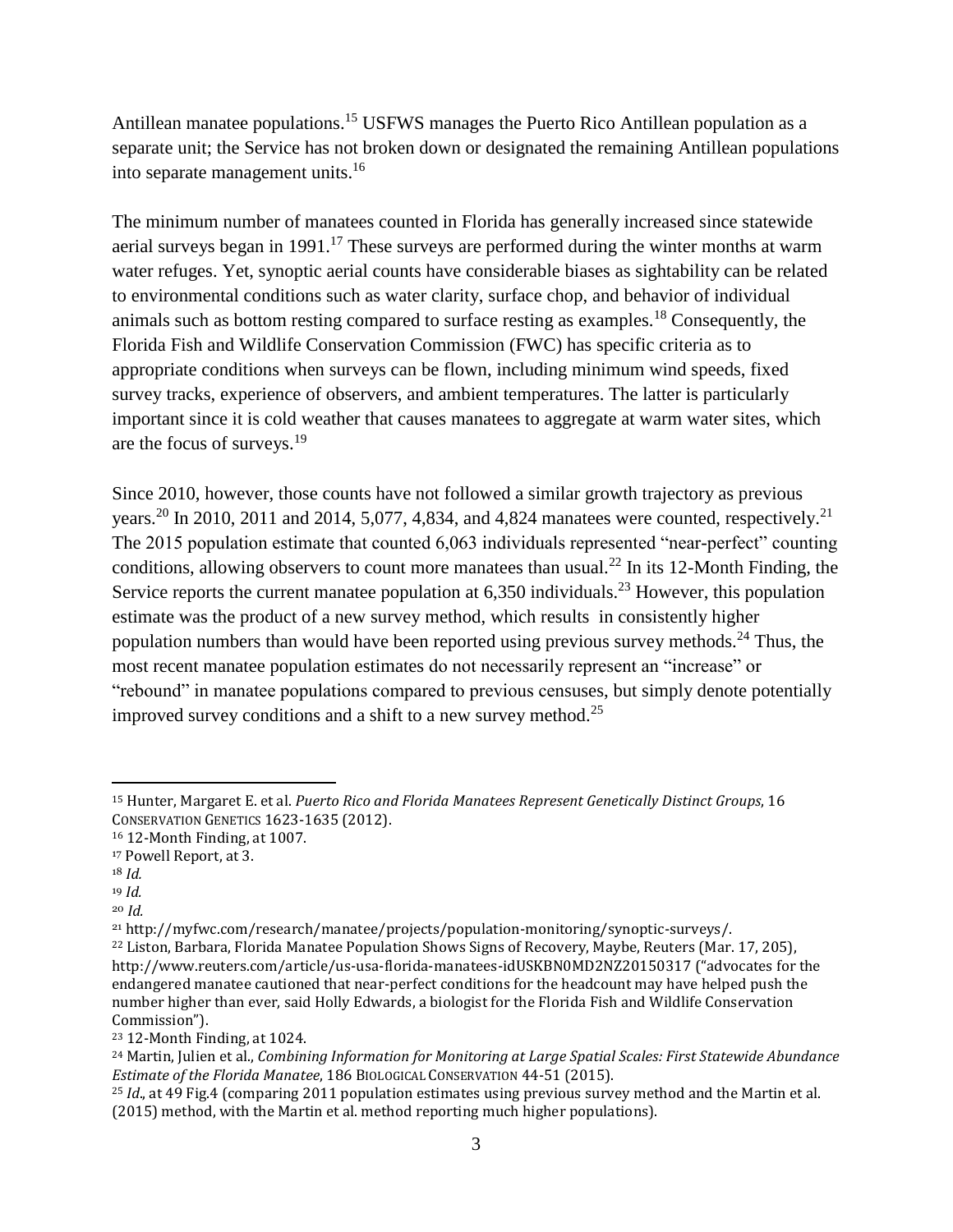Antillean manatee populations.[15] USFWS manages the Puerto Rico Antillean population as a separate unit; the Service has not broken down or designated the remaining Antillean populations into separate management units.[16]

The minimum number of manatees counted in Florida has generally increased since statewide aerial surveys began in 1991.[17] These surveys are performed during the winter months at warm water refuges. Yet, synoptic aerial counts have considerable biases as sightability can be related to environmental conditions such as water clarity, surface chop, and behavior of individual animals such as bottom resting compared to surface resting as examples.[18] Consequently, the Florida Fish and Wildlife Conservation Commission (FWC) has specific criteria as to appropriate conditions when surveys can be flown, including minimum wind speeds, fixed survey tracks, experience of observers, and ambient temperatures. The latter is particularly important since it is cold weather that causes manatees to aggregate at warm water sites, which are the focus of surveys.[19]

Since 2010, however, those counts have not followed a similar growth trajectory as previous years.[20] In 2010, 2011 and 2014, 5,077, 4,834, and 4,824 manatees were counted, respectively.[21] The 2015 population estimate that counted 6,063 individuals represented "near-perfect" counting conditions, allowing observers to count more manatees than usual.[22] In its 12-Month Finding, the Service reports the current manatee population at 6,350 individuals.[23] However, this population estimate was the product of a new survey method, which results in consistently higher population numbers than would have been reported using previous survey methods.[24] Thus, the most recent manatee population estimates do not necessarily represent an "increase" or "rebound" in manatee populations compared to previous censuses, but simply denote potentially improved survey conditions and a shift to a new survey method.[25]

---

[15] Hunter, Margaret E. et al. *Puerto Rico and Florida Manatees Represent Genetically Distinct Groups*, 16 CONSERVATION GENETICS 1623-1635 (2012).

[16] 12-Month Finding, at 1007.

[17] Powell Report, at 3.

[18] *Id.*

[19] *Id.*

[20] *Id.*

[21] http://myfwc.com/research/manatee/projects/population-monitoring/synoptic-surveys/.

[22] Liston, Barbara, Florida Manatee Population Shows Signs of Recovery, Maybe, Reuters (Mar. 17, 205), http://www.reuters.com/article/us-usa-florida-manatees-idUSKBN0MD2NZ20150317 ("advocates for the endangered manatee cautioned that near-perfect conditions for the headcount may have helped push the number higher than ever, said Holly Edwards, a biologist for the Florida Fish and Wildlife Conservation Commission").

[23] 12-Month Finding, at 1024.

[24] Martin, Julien et al., *Combining Information for Monitoring at Large Spatial Scales: First Statewide Abundance Estimate of the Florida Manatee*, 186 BIOLOGICAL CONSERVATION 44-51 (2015).

[25] *Id.*, at 49 Fig.4 (comparing 2011 population estimates using previous survey method and the Martin et al. (2015) method, with the Martin et al. method reporting much higher populations).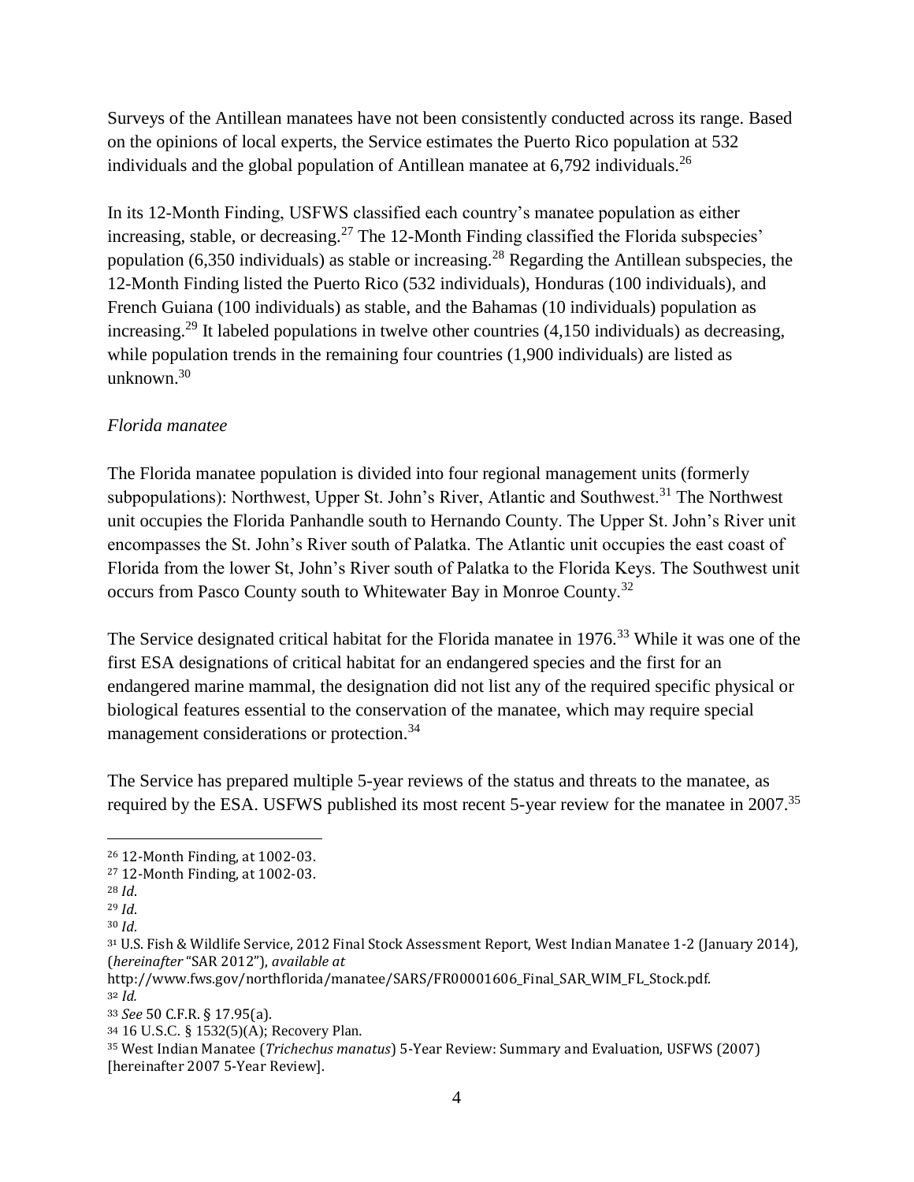Surveys of the Antillean manatees have not been consistently conducted across its range. Based on the opinions of local experts, the Service estimates the Puerto Rico population at 532 individuals and the global population of Antillean manatee at 6,792 individuals.[26]

In its 12-Month Finding, USFWS classified each country's manatee population as either increasing, stable, or decreasing.[27] The 12-Month Finding classified the Florida subspecies' population (6,350 individuals) as stable or increasing.[28] Regarding the Antillean subspecies, the 12-Month Finding listed the Puerto Rico (532 individuals), Honduras (100 individuals), and French Guiana (100 individuals) as stable, and the Bahamas (10 individuals) population as increasing.[29] It labeled populations in twelve other countries (4,150 individuals) as decreasing, while population trends in the remaining four countries (1,900 individuals) are listed as unknown.[30]

*Florida manatee*

The Florida manatee population is divided into four regional management units (formerly subpopulations): Northwest, Upper St. John's River, Atlantic and Southwest.[31] The Northwest unit occupies the Florida Panhandle south to Hernando County. The Upper St. John's River unit encompasses the St. John's River south of Palatka. The Atlantic unit occupies the east coast of Florida from the lower St, John's River south of Palatka to the Florida Keys. The Southwest unit occurs from Pasco County south to Whitewater Bay in Monroe County.[32]

The Service designated critical habitat for the Florida manatee in 1976.[33] While it was one of the first ESA designations of critical habitat for an endangered species and the first for an endangered marine mammal, the designation did not list any of the required specific physical or biological features essential to the conservation of the manatee, which may require special management considerations or protection.[34]

The Service has prepared multiple 5-year reviews of the status and threats to the manatee, as required by the ESA. USFWS published its most recent 5-year review for the manatee in 2007.[35]

---

[26] 12-Month Finding, at 1002-03.

[27] 12-Month Finding, at 1002-03.

[28] *Id.*

[29] *Id.*

[30] *Id.*

[31] U.S. Fish & Wildlife Service, 2012 Final Stock Assessment Report, West Indian Manatee 1-2 (January 2014), (*hereinafter* "SAR 2012"), *available at* http://www.fws.gov/northflorida/manatee/SARS/FR00001606_Final_SAR_WIM_FL_Stock.pdf.

[32] *Id.*

[33] *See* 50 C.F.R. § 17.95(a).

[34] 16 U.S.C. § 1532(5)(A); Recovery Plan.

[35] West Indian Manatee (*Trichechus manatus*) 5-Year Review: Summary and Evaluation, USFWS (2007) [hereinafter 2007 5-Year Review].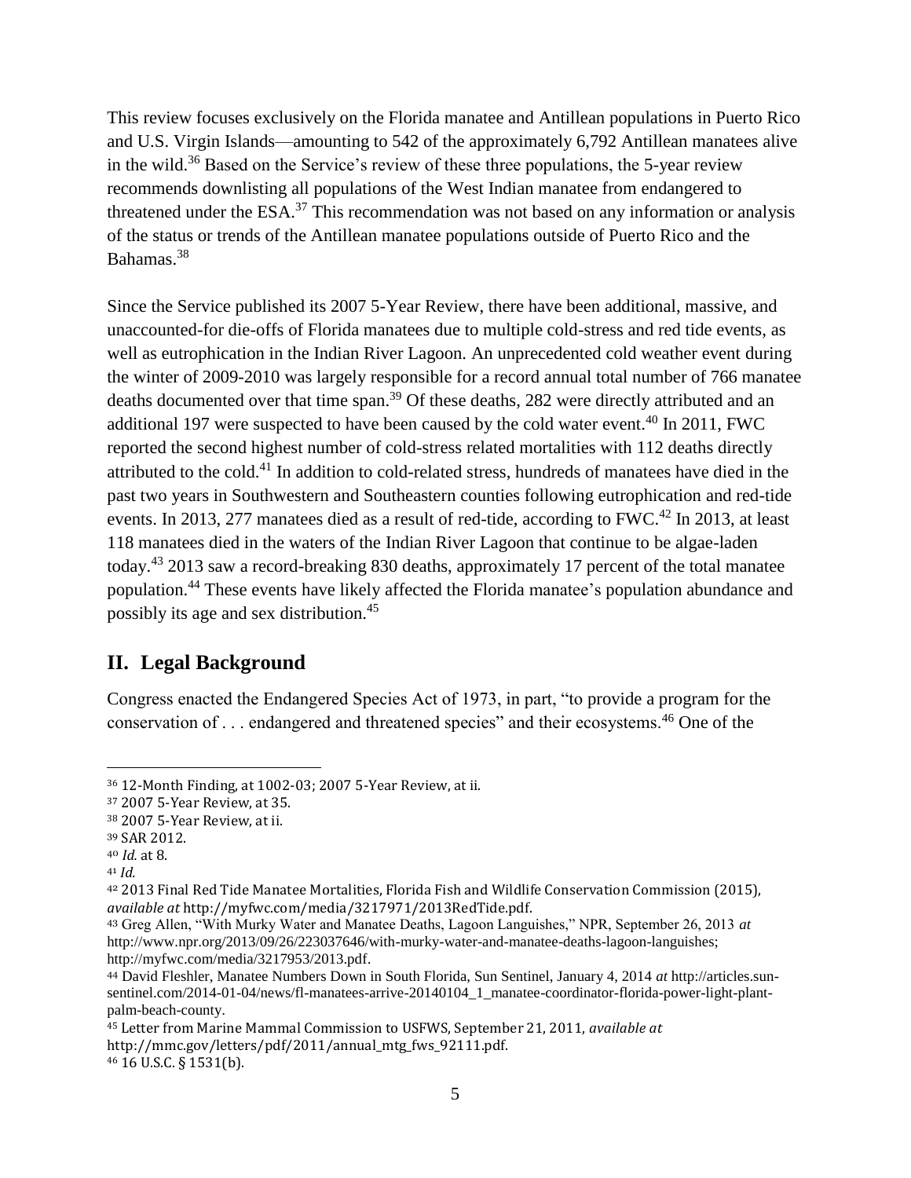This review focuses exclusively on the Florida manatee and Antillean populations in Puerto Rico and U.S. Virgin Islands—amounting to 542 of the approximately 6,792 Antillean manatees alive in the wild.[36] Based on the Service's review of these three populations, the 5-year review recommends downlisting all populations of the West Indian manatee from endangered to threatened under the ESA.[37] This recommendation was not based on any information or analysis of the status or trends of the Antillean manatee populations outside of Puerto Rico and the Bahamas.[38]

Since the Service published its 2007 5-Year Review, there have been additional, massive, and unaccounted-for die-offs of Florida manatees due to multiple cold-stress and red tide events, as well as eutrophication in the Indian River Lagoon. An unprecedented cold weather event during the winter of 2009-2010 was largely responsible for a record annual total number of 766 manatee deaths documented over that time span.[39] Of these deaths, 282 were directly attributed and an additional 197 were suspected to have been caused by the cold water event.[40] In 2011, FWC reported the second highest number of cold-stress related mortalities with 112 deaths directly attributed to the cold.[41] In addition to cold-related stress, hundreds of manatees have died in the past two years in Southwestern and Southeastern counties following eutrophication and red-tide events. In 2013, 277 manatees died as a result of red-tide, according to FWC.[42] In 2013, at least 118 manatees died in the waters of the Indian River Lagoon that continue to be algae-laden today.[43] 2013 saw a record-breaking 830 deaths, approximately 17 percent of the total manatee population.[44] These events have likely affected the Florida manatee's population abundance and possibly its age and sex distribution.[45]

## II. Legal Background

Congress enacted the Endangered Species Act of 1973, in part, "to provide a program for the conservation of . . . endangered and threatened species" and their ecosystems.[46] One of the

---

[36] 12-Month Finding, at 1002-03; 2007 5-Year Review, at ii.

[37] 2007 5-Year Review, at 35.

[38] 2007 5-Year Review, at ii.

[39] SAR 2012.

[40] *Id.* at 8.

[41] *Id.*

[42] 2013 Final Red Tide Manatee Mortalities, Florida Fish and Wildlife Conservation Commission (2015), *available at* http://myfwc.com/media/3217971/2013RedTide.pdf.

[43] Greg Allen, "With Murky Water and Manatee Deaths, Lagoon Languishes," NPR, September 26, 2013 *at* http://www.npr.org/2013/09/26/223037646/with-murky-water-and-manatee-deaths-lagoon-languishes; http://myfwc.com/media/3217953/2013.pdf.

[44] David Fleshler, Manatee Numbers Down in South Florida, Sun Sentinel, January 4, 2014 *at* http://articles.sun-sentinel.com/2014-01-04/news/fl-manatees-arrive-20140104_1_manatee-coordinator-florida-power-light-plant-palm-beach-county.

[45] Letter from Marine Mammal Commission to USFWS, September 21, 2011, *available at* http://mmc.gov/letters/pdf/2011/annual_mtg_fws_92111.pdf.

[46] 16 U.S.C. § 1531(b).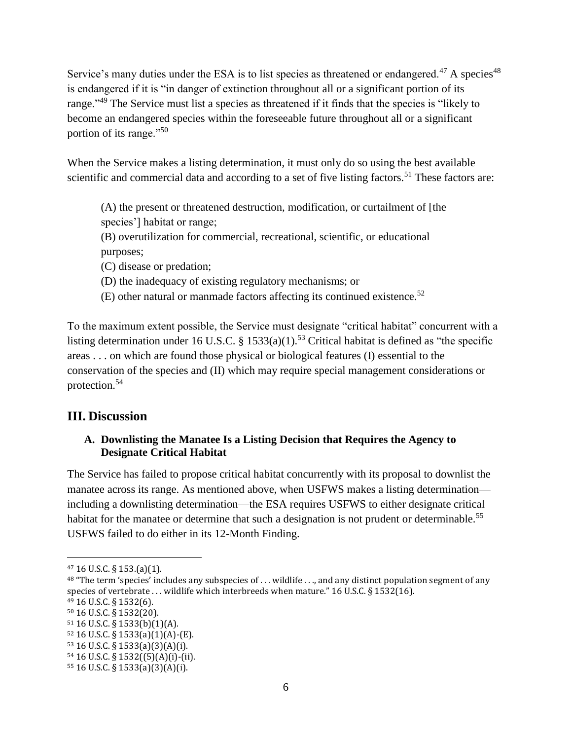Service's many duties under the ESA is to list species as threatened or endangered.[47] A species[48] is endangered if it is "in danger of extinction throughout all or a significant portion of its range."[49] The Service must list a species as threatened if it finds that the species is "likely to become an endangered species within the foreseeable future throughout all or a significant portion of its range."[50]

When the Service makes a listing determination, it must only do so using the best available scientific and commercial data and according to a set of five listing factors.[51] These factors are:

> (A) the present or threatened destruction, modification, or curtailment of [the species'] habitat or range;
> (B) overutilization for commercial, recreational, scientific, or educational purposes;
> (C) disease or predation;
> (D) the inadequacy of existing regulatory mechanisms; or
> (E) other natural or manmade factors affecting its continued existence.[52]

To the maximum extent possible, the Service must designate "critical habitat" concurrent with a listing determination under 16 U.S.C. § 1533(a)(1).[53] Critical habitat is defined as "the specific areas . . . on which are found those physical or biological features (I) essential to the conservation of the species and (II) which may require special management considerations or protection.[54]

## III. Discussion

### A. Downlisting the Manatee Is a Listing Decision that Requires the Agency to Designate Critical Habitat

The Service has failed to propose critical habitat concurrently with its proposal to downlist the manatee across its range. As mentioned above, when USFWS makes a listing determination—including a downlisting determination—the ESA requires USFWS to either designate critical habitat for the manatee or determine that such a designation is not prudent or determinable.[55] USFWS failed to do either in its 12-Month Finding.

---

[47] 16 U.S.C. § 153.(a)(1).

[48] "The term 'species' includes any subspecies of . . . wildlife . . ., and any distinct population segment of any species of vertebrate . . . wildlife which interbreeds when mature." 16 U.S.C. § 1532(16).

[49] 16 U.S.C. § 1532(6).

[50] 16 U.S.C. § 1532(20).

[51] 16 U.S.C. § 1533(b)(1)(A).

[52] 16 U.S.C. § 1533(a)(1)(A)-(E).

[53] 16 U.S.C. § 1533(a)(3)(A)(i).

[54] 16 U.S.C. § 1532((5)(A)(i)-(ii).

[55] 16 U.S.C. § 1533(a)(3)(A)(i).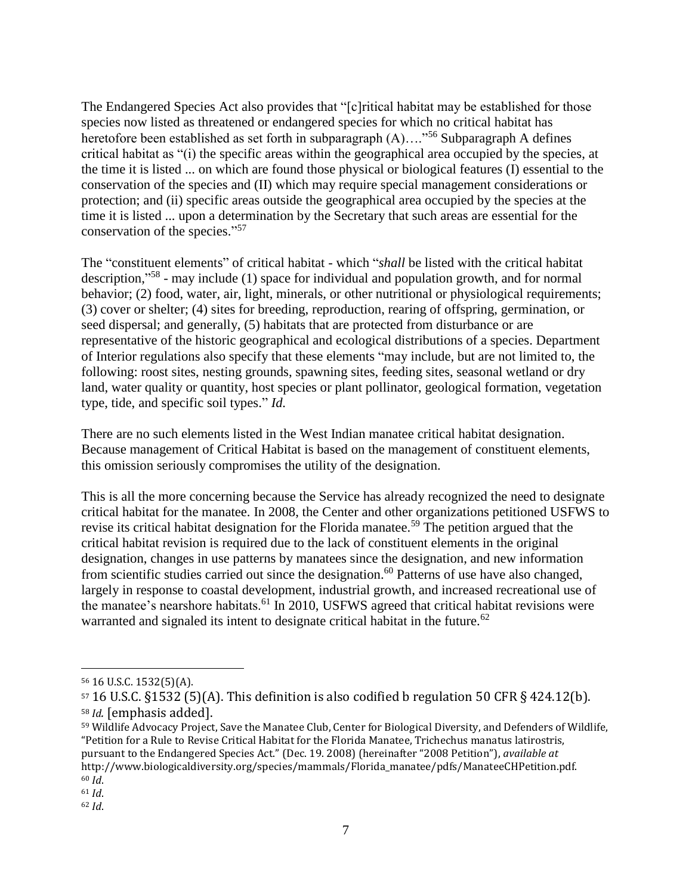The Endangered Species Act also provides that "[c]ritical habitat may be established for those species now listed as threatened or endangered species for which no critical habitat has heretofore been established as set forth in subparagraph (A)…."[56] Subparagraph A defines critical habitat as "(i) the specific areas within the geographical area occupied by the species, at the time it is listed ... on which are found those physical or biological features (I) essential to the conservation of the species and (II) which may require special management considerations or protection; and (ii) specific areas outside the geographical area occupied by the species at the time it is listed ... upon a determination by the Secretary that such areas are essential for the conservation of the species."[57]

The "constituent elements" of critical habitat - which "*shall* be listed with the critical habitat description,"[58] - may include (1) space for individual and population growth, and for normal behavior; (2) food, water, air, light, minerals, or other nutritional or physiological requirements; (3) cover or shelter; (4) sites for breeding, reproduction, rearing of offspring, germination, or seed dispersal; and generally, (5) habitats that are protected from disturbance or are representative of the historic geographical and ecological distributions of a species. Department of Interior regulations also specify that these elements "may include, but are not limited to, the following: roost sites, nesting grounds, spawning sites, feeding sites, seasonal wetland or dry land, water quality or quantity, host species or plant pollinator, geological formation, vegetation type, tide, and specific soil types." *Id.*

There are no such elements listed in the West Indian manatee critical habitat designation. Because management of Critical Habitat is based on the management of constituent elements, this omission seriously compromises the utility of the designation.

This is all the more concerning because the Service has already recognized the need to designate critical habitat for the manatee. In 2008, the Center and other organizations petitioned USFWS to revise its critical habitat designation for the Florida manatee.[59] The petition argued that the critical habitat revision is required due to the lack of constituent elements in the original designation, changes in use patterns by manatees since the designation, and new information from scientific studies carried out since the designation.[60] Patterns of use have also changed, largely in response to coastal development, industrial growth, and increased recreational use of the manatee's nearshore habitats.[61] In 2010, USFWS agreed that critical habitat revisions were warranted and signaled its intent to designate critical habitat in the future.[62]

---

[56] 16 U.S.C. 1532(5)(A).

[57] 16 U.S.C. §1532 (5)(A). This definition is also codified b regulation 50 CFR § 424.12(b).

[58] *Id.* [emphasis added].

[59] Wildlife Advocacy Project, Save the Manatee Club, Center for Biological Diversity, and Defenders of Wildlife, "Petition for a Rule to Revise Critical Habitat for the Florida Manatee, Trichechus manatus latirostris, pursuant to the Endangered Species Act." (Dec. 19. 2008) (hereinafter "2008 Petition"), *available at* http://www.biologicaldiversity.org/species/mammals/Florida_manatee/pdfs/ManateeCHPetition.pdf.

[60] *Id.*

[61] *Id.*

[62] *Id.*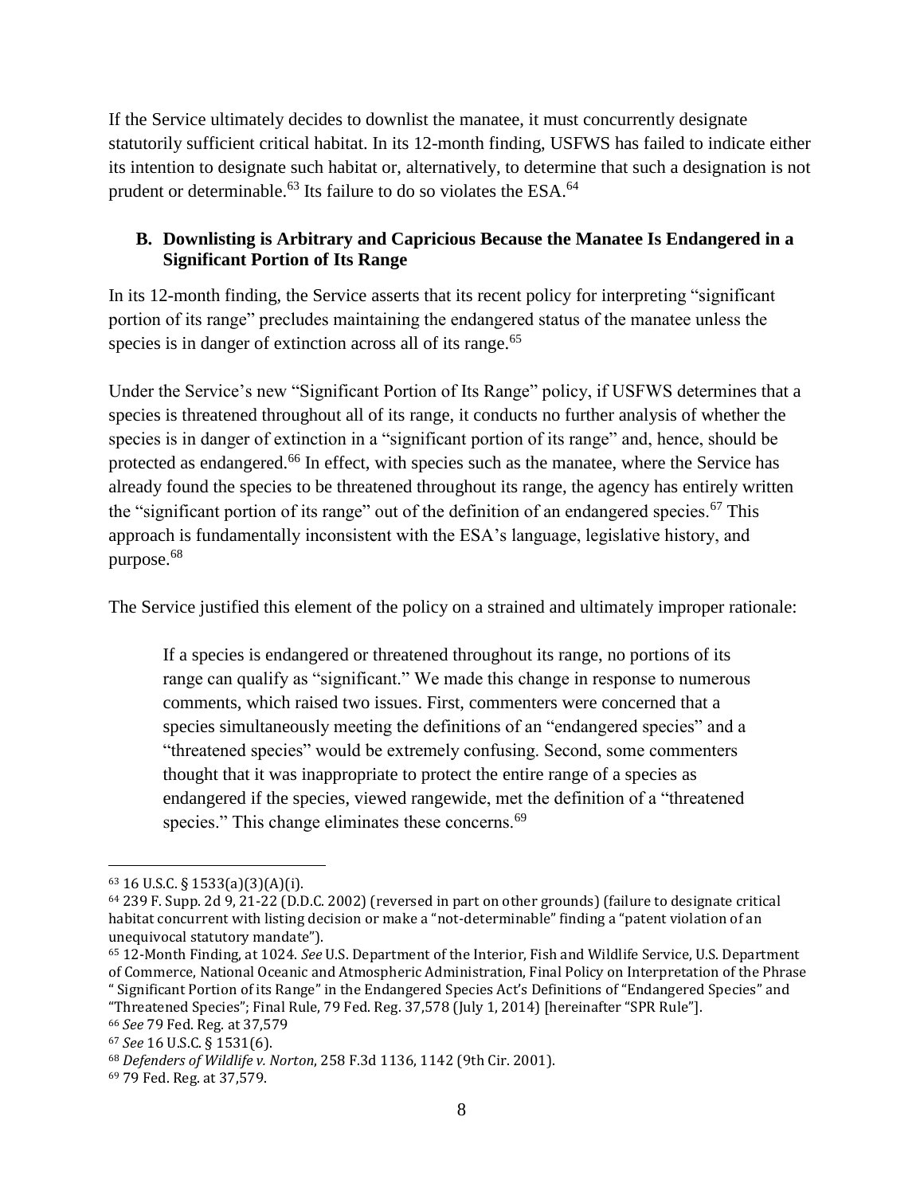If the Service ultimately decides to downlist the manatee, it must concurrently designate statutorily sufficient critical habitat. In its 12-month finding, USFWS has failed to indicate either its intention to designate such habitat or, alternatively, to determine that such a designation is not prudent or determinable.[63] Its failure to do so violates the ESA.[64]

### B. Downlisting is Arbitrary and Capricious Because the Manatee Is Endangered in a Significant Portion of Its Range

In its 12-month finding, the Service asserts that its recent policy for interpreting "significant portion of its range" precludes maintaining the endangered status of the manatee unless the species is in danger of extinction across all of its range.[65]

Under the Service's new "Significant Portion of Its Range" policy, if USFWS determines that a species is threatened throughout all of its range, it conducts no further analysis of whether the species is in danger of extinction in a "significant portion of its range" and, hence, should be protected as endangered.[66] In effect, with species such as the manatee, where the Service has already found the species to be threatened throughout its range, the agency has entirely written the "significant portion of its range" out of the definition of an endangered species.[67] This approach is fundamentally inconsistent with the ESA's language, legislative history, and purpose.[68]

The Service justified this element of the policy on a strained and ultimately improper rationale:

> If a species is endangered or threatened throughout its range, no portions of its range can qualify as "significant." We made this change in response to numerous comments, which raised two issues. First, commenters were concerned that a species simultaneously meeting the definitions of an "endangered species" and a "threatened species" would be extremely confusing. Second, some commenters thought that it was inappropriate to protect the entire range of a species as endangered if the species, viewed rangewide, met the definition of a "threatened species." This change eliminates these concerns.[69]

---

[63] 16 U.S.C. § 1533(a)(3)(A)(i).

[64] 239 F. Supp. 2d 9, 21-22 (D.D.C. 2002) (reversed in part on other grounds) (failure to designate critical habitat concurrent with listing decision or make a "not-determinable" finding a "patent violation of an unequivocal statutory mandate").

[65] 12-Month Finding, at 1024. *See* U.S. Department of the Interior, Fish and Wildlife Service, U.S. Department of Commerce, National Oceanic and Atmospheric Administration, Final Policy on Interpretation of the Phrase " Significant Portion of its Range" in the Endangered Species Act's Definitions of "Endangered Species" and "Threatened Species"; Final Rule, 79 Fed. Reg. 37,578 (July 1, 2014) [hereinafter "SPR Rule"].

[66] *See* 79 Fed. Reg. at 37,579

[67] *See* 16 U.S.C. § 1531(6).

[68] *Defenders of Wildlife v. Norton*, 258 F.3d 1136, 1142 (9th Cir. 2001).

[69] 79 Fed. Reg. at 37,579.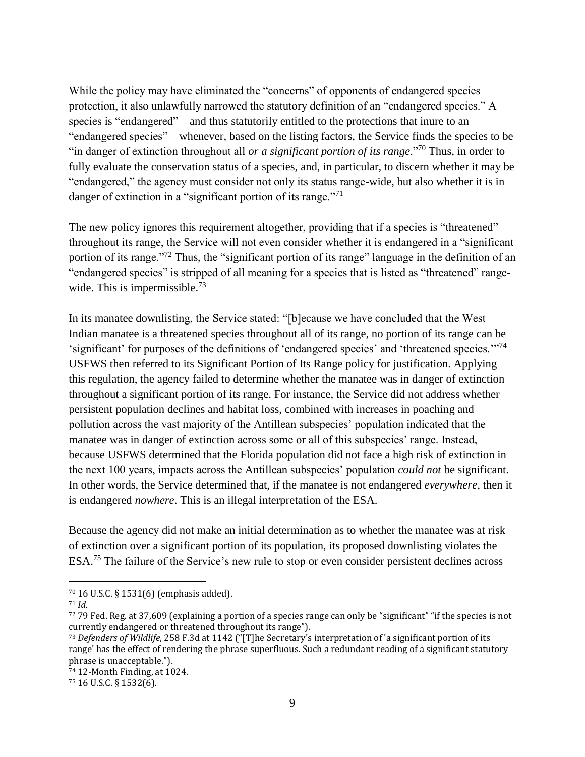While the policy may have eliminated the "concerns" of opponents of endangered species protection, it also unlawfully narrowed the statutory definition of an "endangered species." A species is "endangered" – and thus statutorily entitled to the protections that inure to an "endangered species" – whenever, based on the listing factors, the Service finds the species to be "in danger of extinction throughout all *or a significant portion of its range*."[70] Thus, in order to fully evaluate the conservation status of a species, and, in particular, to discern whether it may be "endangered," the agency must consider not only its status range-wide, but also whether it is in danger of extinction in a "significant portion of its range."[71]

The new policy ignores this requirement altogether, providing that if a species is "threatened" throughout its range, the Service will not even consider whether it is endangered in a "significant portion of its range."[72] Thus, the "significant portion of its range" language in the definition of an "endangered species" is stripped of all meaning for a species that is listed as "threatened" range-wide. This is impermissible.[73]

In its manatee downlisting, the Service stated: "[b]ecause we have concluded that the West Indian manatee is a threatened species throughout all of its range, no portion of its range can be 'significant' for purposes of the definitions of 'endangered species' and 'threatened species.'"[74] USFWS then referred to its Significant Portion of Its Range policy for justification. Applying this regulation, the agency failed to determine whether the manatee was in danger of extinction throughout a significant portion of its range. For instance, the Service did not address whether persistent population declines and habitat loss, combined with increases in poaching and pollution across the vast majority of the Antillean subspecies' population indicated that the manatee was in danger of extinction across some or all of this subspecies' range. Instead, because USFWS determined that the Florida population did not face a high risk of extinction in the next 100 years, impacts across the Antillean subspecies' population *could not* be significant. In other words, the Service determined that, if the manatee is not endangered *everywhere*, then it is endangered *nowhere*. This is an illegal interpretation of the ESA.

Because the agency did not make an initial determination as to whether the manatee was at risk of extinction over a significant portion of its population, its proposed downlisting violates the ESA.[75] The failure of the Service's new rule to stop or even consider persistent declines across

---

[70] 16 U.S.C. § 1531(6) (emphasis added).

[71] *Id.*

[72] 79 Fed. Reg. at 37,609 (explaining a portion of a species range can only be "significant" "if the species is not currently endangered or threatened throughout its range").

[73] *Defenders of Wildlife*, 258 F.3d at 1142 ("[T]he Secretary's interpretation of 'a significant portion of its range' has the effect of rendering the phrase superfluous. Such a redundant reading of a significant statutory phrase is unacceptable.").

[74] 12-Month Finding, at 1024.

[75] 16 U.S.C. § 1532(6).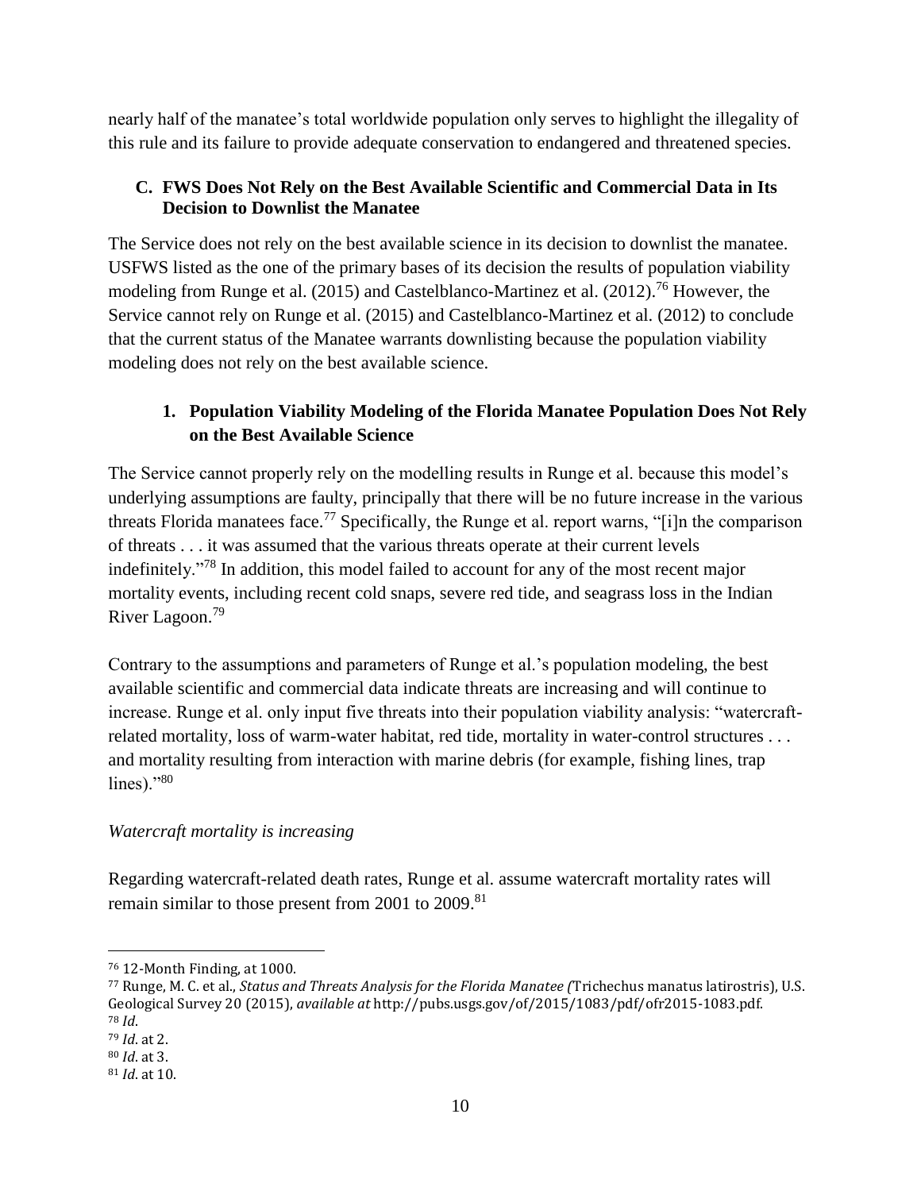nearly half of the manatee's total worldwide population only serves to highlight the illegality of this rule and its failure to provide adequate conservation to endangered and threatened species.

### C. FWS Does Not Rely on the Best Available Scientific and Commercial Data in Its Decision to Downlist the Manatee

The Service does not rely on the best available science in its decision to downlist the manatee. USFWS listed as the one of the primary bases of its decision the results of population viability modeling from Runge et al. (2015) and Castelblanco-Martinez et al. (2012).[76] However, the Service cannot rely on Runge et al. (2015) and Castelblanco-Martinez et al. (2012) to conclude that the current status of the Manatee warrants downlisting because the population viability modeling does not rely on the best available science.

#### 1. Population Viability Modeling of the Florida Manatee Population Does Not Rely on the Best Available Science

The Service cannot properly rely on the modelling results in Runge et al. because this model's underlying assumptions are faulty, principally that there will be no future increase in the various threats Florida manatees face.[77] Specifically, the Runge et al. report warns, "[i]n the comparison of threats . . . it was assumed that the various threats operate at their current levels indefinitely."[78] In addition, this model failed to account for any of the most recent major mortality events, including recent cold snaps, severe red tide, and seagrass loss in the Indian River Lagoon.[79]

Contrary to the assumptions and parameters of Runge et al.'s population modeling, the best available scientific and commercial data indicate threats are increasing and will continue to increase. Runge et al. only input five threats into their population viability analysis: "watercraft-related mortality, loss of warm-water habitat, red tide, mortality in water-control structures . . . and mortality resulting from interaction with marine debris (for example, fishing lines, trap lines)."[80]

*Watercraft mortality is increasing*

Regarding watercraft-related death rates, Runge et al. assume watercraft mortality rates will remain similar to those present from 2001 to 2009.[81]

---

[76] 12-Month Finding, at 1000.

[77] Runge, M. C. et al., *Status and Threats Analysis for the Florida Manatee (*Trichechus manatus latirostris), U.S. Geological Survey 20 (2015), *available at* http://pubs.usgs.gov/of/2015/1083/pdf/ofr2015-1083.pdf.

[78] *Id.*

[79] *Id.* at 2.

[80] *Id.* at 3.

[81] *Id.* at 10.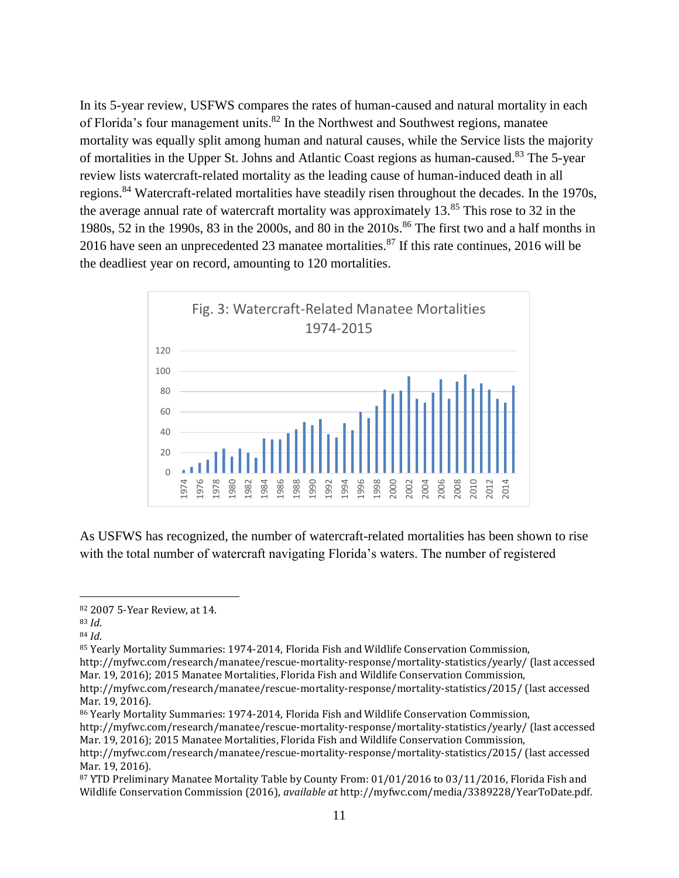In its 5-year review, USFWS compares the rates of human-caused and natural mortality in each of Florida's four management units.[82] In the Northwest and Southwest regions, manatee mortality was equally split among human and natural causes, while the Service lists the majority of mortalities in the Upper St. Johns and Atlantic Coast regions as human-caused.[83] The 5-year review lists watercraft-related mortality as the leading cause of human-induced death in all regions.[84] Watercraft-related mortalities have steadily risen throughout the decades. In the 1970s, the average annual rate of watercraft mortality was approximately 13.[85] This rose to 32 in the 1980s, 52 in the 1990s, 83 in the 2000s, and 80 in the 2010s.[86] The first two and a half months in 2016 have seen an unprecedented 23 manatee mortalities.[87] If this rate continues, 2016 will be the deadliest year on record, amounting to 120 mortalities.

Fig. 3: Watercraft-Related Manatee Mortalities 1974-2015

120
100
80
60
40
20
0

1974 1976 1978 1980 1982 1984 1986 1988 1990 1992 1994 1996 1998 2000 2002 2004 2006 2008 2010 2012 2014

As USFWS has recognized, the number of watercraft-related mortalities has been shown to rise with the total number of watercraft navigating Florida's waters. The number of registered

---

[82] 2007 5-Year Review, at 14.

[83] *Id.*

[84] *Id.*

[85] Yearly Mortality Summaries: 1974-2014, Florida Fish and Wildlife Conservation Commission, http://myfwc.com/research/manatee/rescue-mortality-response/mortality-statistics/yearly/ (last accessed Mar. 19, 2016); 2015 Manatee Mortalities, Florida Fish and Wildlife Conservation Commission, http://myfwc.com/research/manatee/rescue-mortality-response/mortality-statistics/2015/ (last accessed Mar. 19, 2016).

[86] Yearly Mortality Summaries: 1974-2014, Florida Fish and Wildlife Conservation Commission, http://myfwc.com/research/manatee/rescue-mortality-response/mortality-statistics/yearly/ (last accessed Mar. 19, 2016); 2015 Manatee Mortalities, Florida Fish and Wildlife Conservation Commission, http://myfwc.com/research/manatee/rescue-mortality-response/mortality-statistics/2015/ (last accessed Mar. 19, 2016).

[87] YTD Preliminary Manatee Mortality Table by County From: 01/01/2016 to 03/11/2016, Florida Fish and Wildlife Conservation Commission (2016), *available at* http://myfwc.com/media/3389228/YearToDate.pdf.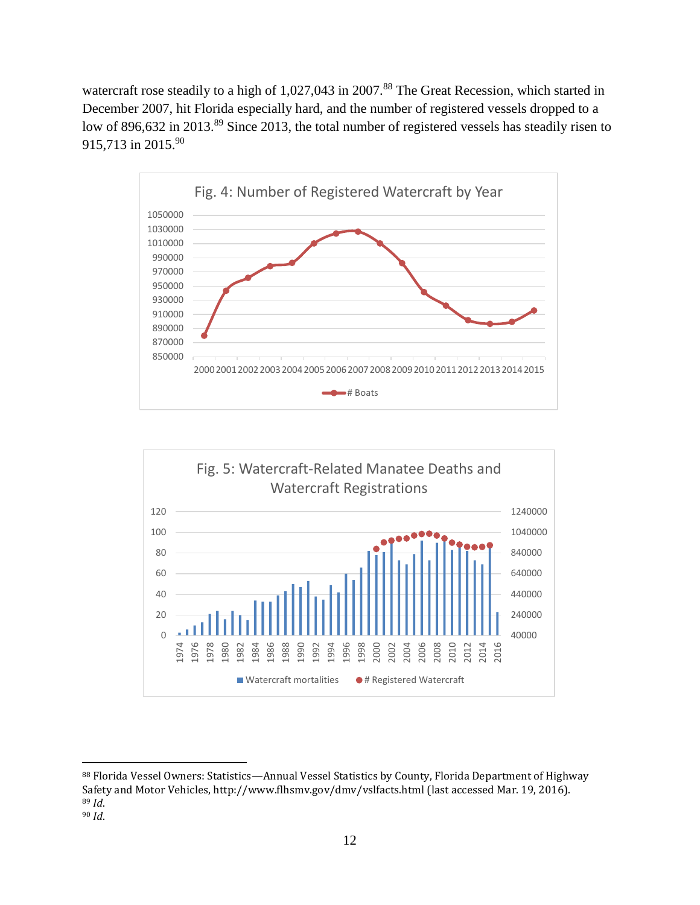watercraft rose steadily to a high of 1,027,043 in 2007.[88] The Great Recession, which started in December 2007, hit Florida especially hard, and the number of registered vessels dropped to a low of 896,632 in 2013.[89] Since 2013, the total number of registered vessels has steadily risen to 915,713 in 2015.[90]

Fig. 4: Number of Registered Watercraft by Year

1050000
1030000
1010000
990000
970000
950000
930000
910000
890000
870000
850000

2000 2001 2002 2003 2004 2005 2006 2007 2008 2009 2010 2011 2012 2013 2014 2015

# Boats

Fig. 5: Watercraft-Related Manatee Deaths and Watercraft Registrations

120
100
80
60
40
20
0

1240000
1040000
840000
640000
440000
240000
40000

1974 1976 1978 1980 1982 1984 1986 1988 1990 1992 1994 1996 1998 2000 2002 2004 2006 2008 2010 2012 2014 2016

Watercraft mortalities    # Registered Watercraft

---

[88] Florida Vessel Owners: Statistics—Annual Vessel Statistics by County, Florida Department of Highway Safety and Motor Vehicles, http://www.flhsmv.gov/dmv/vslfacts.html (last accessed Mar. 19, 2016).

[89] *Id.*

[90] *Id.*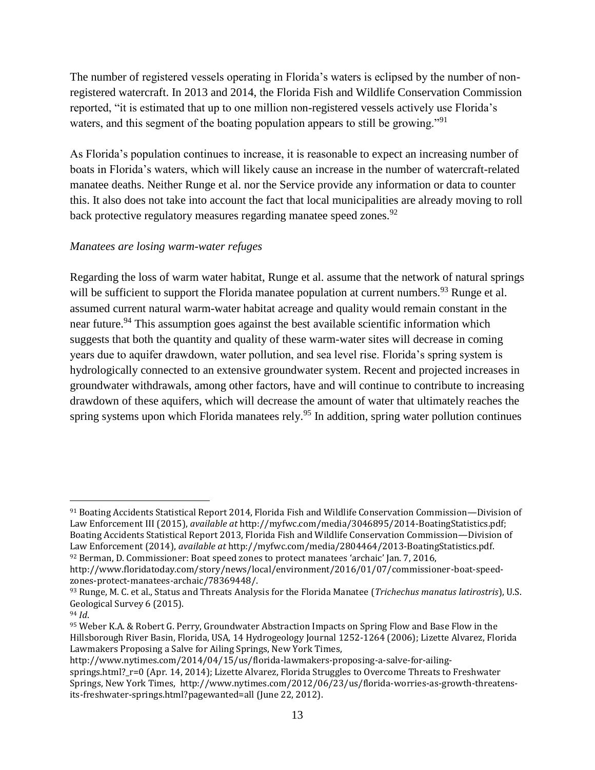The number of registered vessels operating in Florida's waters is eclipsed by the number of non-registered watercraft. In 2013 and 2014, the Florida Fish and Wildlife Conservation Commission reported, "it is estimated that up to one million non-registered vessels actively use Florida's waters, and this segment of the boating population appears to still be growing."[91]

As Florida's population continues to increase, it is reasonable to expect an increasing number of boats in Florida's waters, which will likely cause an increase in the number of watercraft-related manatee deaths. Neither Runge et al. nor the Service provide any information or data to counter this. It also does not take into account the fact that local municipalities are already moving to roll back protective regulatory measures regarding manatee speed zones.[92]

*Manatees are losing warm-water refuges*

Regarding the loss of warm water habitat, Runge et al. assume that the network of natural springs will be sufficient to support the Florida manatee population at current numbers.[93] Runge et al. assumed current natural warm-water habitat acreage and quality would remain constant in the near future.[94] This assumption goes against the best available scientific information which suggests that both the quantity and quality of these warm-water sites will decrease in coming years due to aquifer drawdown, water pollution, and sea level rise. Florida's spring system is hydrologically connected to an extensive groundwater system. Recent and projected increases in groundwater withdrawals, among other factors, have and will continue to contribute to increasing drawdown of these aquifers, which will decrease the amount of water that ultimately reaches the spring systems upon which Florida manatees rely.[95] In addition, spring water pollution continues

---

[91] Boating Accidents Statistical Report 2014, Florida Fish and Wildlife Conservation Commission—Division of Law Enforcement III (2015), *available at* http://myfwc.com/media/3046895/2014-BoatingStatistics.pdf; Boating Accidents Statistical Report 2013, Florida Fish and Wildlife Conservation Commission—Division of Law Enforcement (2014), *available at* http://myfwc.com/media/2804464/2013-BoatingStatistics.pdf.

[92] Berman, D. Commissioner: Boat speed zones to protect manatees 'archaic' Jan. 7, 2016, http://www.floridatoday.com/story/news/local/environment/2016/01/07/commissioner-boat-speed-zones-protect-manatees-archaic/78369448/.

[93] Runge, M. C. et al., Status and Threats Analysis for the Florida Manatee (*Trichechus manatus latirostris*), U.S. Geological Survey 6 (2015).

[94] *Id*.

[95] Weber K.A. & Robert G. Perry, Groundwater Abstraction Impacts on Spring Flow and Base Flow in the Hillsborough River Basin, Florida, USA, 14 Hydrogeology Journal 1252-1264 (2006); Lizette Alvarez, Florida Lawmakers Proposing a Salve for Ailing Springs, New York Times, http://www.nytimes.com/2014/04/15/us/florida-lawmakers-proposing-a-salve-for-ailing-springs.html?_r=0 (Apr. 14, 2014); Lizette Alvarez, Florida Struggles to Overcome Threats to Freshwater Springs, New York Times, http://www.nytimes.com/2012/06/23/us/florida-worries-as-growth-threatens-its-freshwater-springs.html?pagewanted=all (June 22, 2012).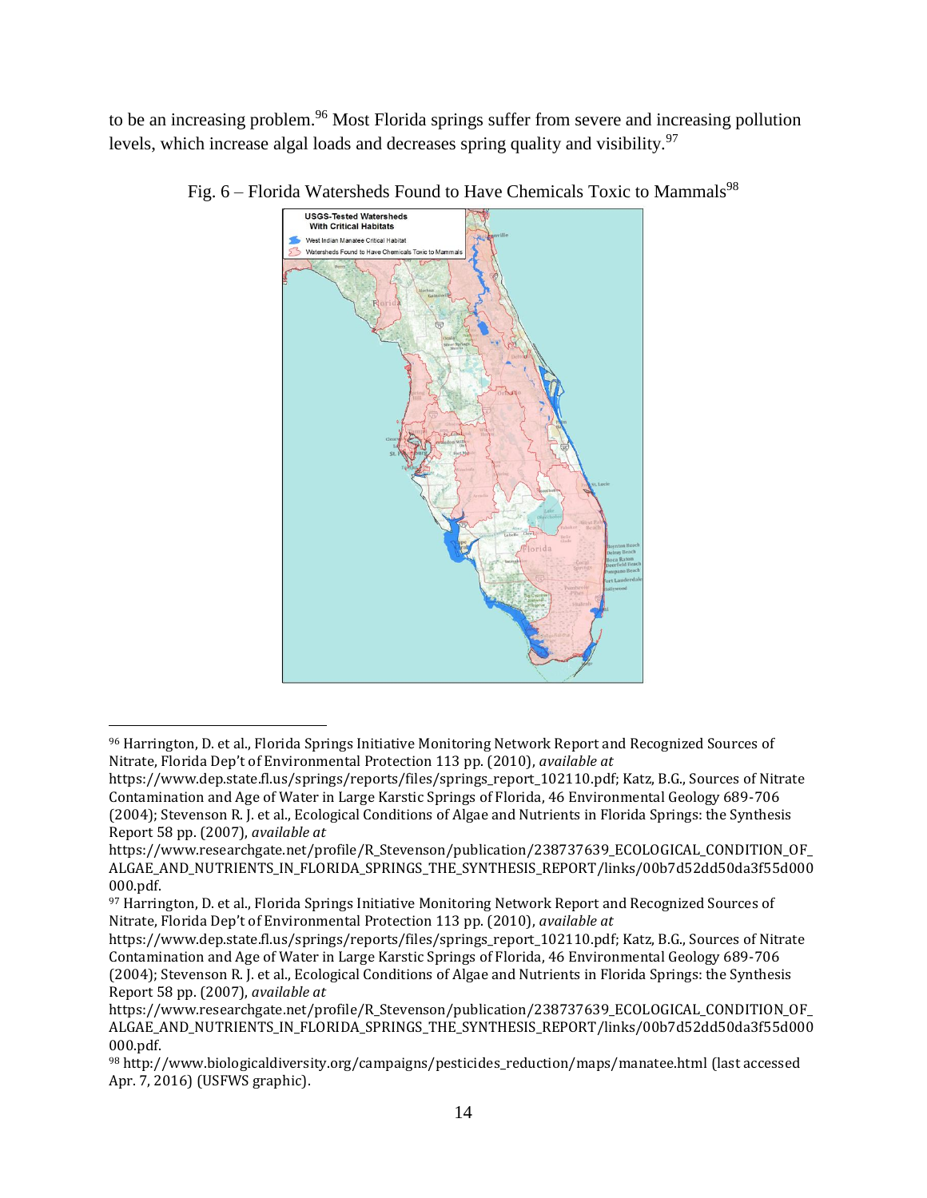to be an increasing problem.[96] Most Florida springs suffer from severe and increasing pollution levels, which increase algal loads and decreases spring quality and visibility.[97]

Fig. 6 – Florida Watersheds Found to Have Chemicals Toxic to Mammals[98]

USGS-Tested Watersheds With Critical Habitats

West Indian Manatee Critical Habitat

Watersheds Found to Have Chemicals Toxic to Mammals

---

[96] Harrington, D. et al., Florida Springs Initiative Monitoring Network Report and Recognized Sources of Nitrate, Florida Dep't of Environmental Protection 113 pp. (2010), *available at* https://www.dep.state.fl.us/springs/reports/files/springs_report_102110.pdf; Katz, B.G., Sources of Nitrate Contamination and Age of Water in Large Karstic Springs of Florida, 46 Environmental Geology 689-706 (2004); Stevenson R. J. et al., Ecological Conditions of Algae and Nutrients in Florida Springs: the Synthesis Report 58 pp. (2007), *available at* https://www.researchgate.net/profile/R_Stevenson/publication/238737639_ECOLOGICAL_CONDITION_OF_ALGAE_AND_NUTRIENTS_IN_FLORIDA_SPRINGS_THE_SYNTHESIS_REPORT/links/00b7d52dd50da3f55d000000.pdf.

[97] Harrington, D. et al., Florida Springs Initiative Monitoring Network Report and Recognized Sources of Nitrate, Florida Dep't of Environmental Protection 113 pp. (2010), *available at* https://www.dep.state.fl.us/springs/reports/files/springs_report_102110.pdf; Katz, B.G., Sources of Nitrate Contamination and Age of Water in Large Karstic Springs of Florida, 46 Environmental Geology 689-706 (2004); Stevenson R. J. et al., Ecological Conditions of Algae and Nutrients in Florida Springs: the Synthesis Report 58 pp. (2007), *available at* https://www.researchgate.net/profile/R_Stevenson/publication/238737639_ECOLOGICAL_CONDITION_OF_ALGAE_AND_NUTRIENTS_IN_FLORIDA_SPRINGS_THE_SYNTHESIS_REPORT/links/00b7d52dd50da3f55d000000.pdf.

[98] http://www.biologicaldiversity.org/campaigns/pesticides_reduction/maps/manatee.html (last accessed Apr. 7, 2016) (USFWS graphic).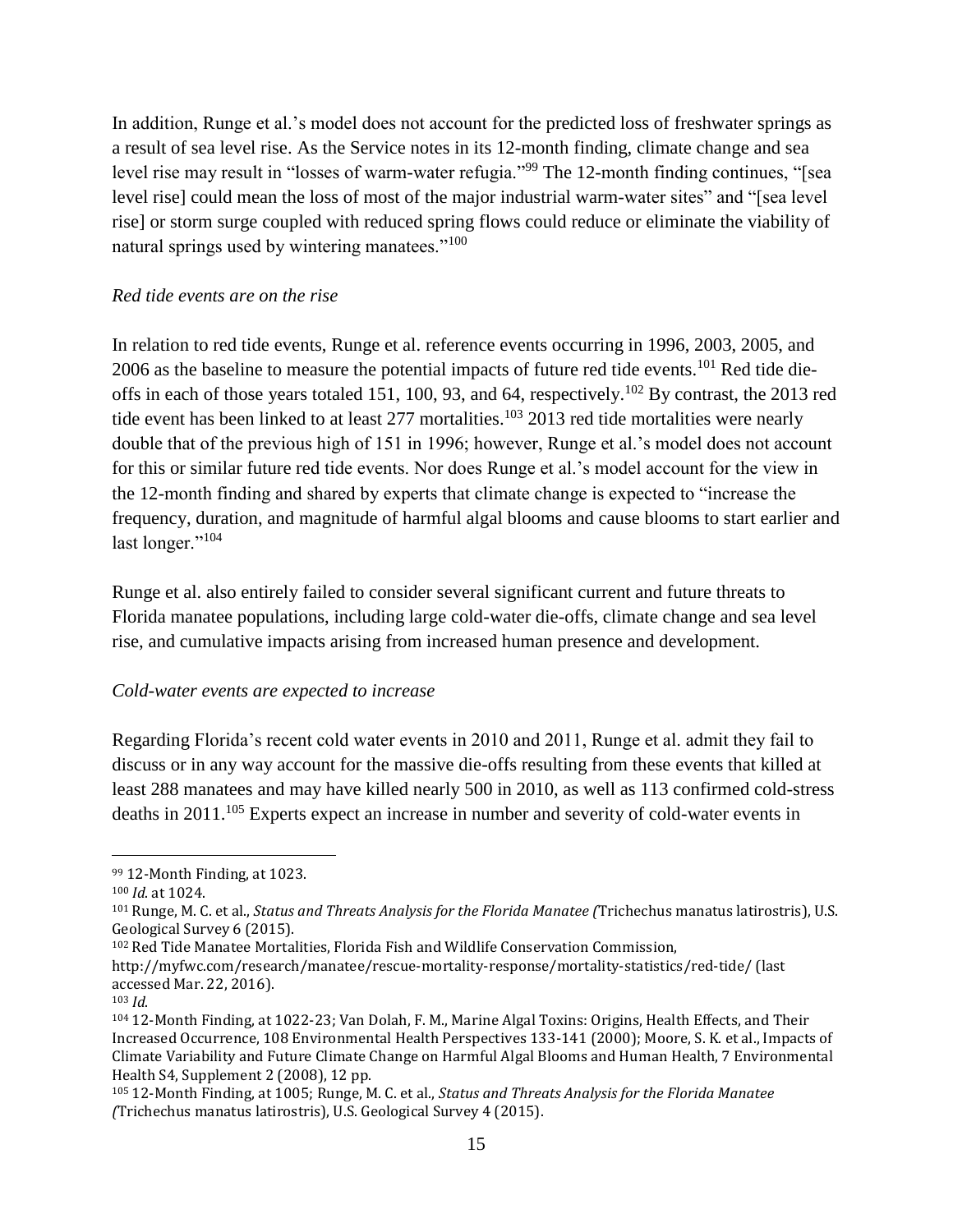In addition, Runge et al.'s model does not account for the predicted loss of freshwater springs as a result of sea level rise. As the Service notes in its 12-month finding, climate change and sea level rise may result in "losses of warm-water refugia."[99] The 12-month finding continues, "[sea level rise] could mean the loss of most of the major industrial warm-water sites" and "[sea level rise] or storm surge coupled with reduced spring flows could reduce or eliminate the viability of natural springs used by wintering manatees."[100]

*Red tide events are on the rise*

In relation to red tide events, Runge et al. reference events occurring in 1996, 2003, 2005, and 2006 as the baseline to measure the potential impacts of future red tide events.[101] Red tide die-offs in each of those years totaled 151, 100, 93, and 64, respectively.[102] By contrast, the 2013 red tide event has been linked to at least 277 mortalities.[103] 2013 red tide mortalities were nearly double that of the previous high of 151 in 1996; however, Runge et al.'s model does not account for this or similar future red tide events. Nor does Runge et al.'s model account for the view in the 12-month finding and shared by experts that climate change is expected to "increase the frequency, duration, and magnitude of harmful algal blooms and cause blooms to start earlier and last longer."[104]

Runge et al. also entirely failed to consider several significant current and future threats to Florida manatee populations, including large cold-water die-offs, climate change and sea level rise, and cumulative impacts arising from increased human presence and development.

*Cold-water events are expected to increase*

Regarding Florida's recent cold water events in 2010 and 2011, Runge et al. admit they fail to discuss or in any way account for the massive die-offs resulting from these events that killed at least 288 manatees and may have killed nearly 500 in 2010, as well as 113 confirmed cold-stress deaths in 2011.[105] Experts expect an increase in number and severity of cold-water events in

---

[99] 12-Month Finding, at 1023.

[100] *Id*. at 1024.

[101] Runge, M. C. et al., *Status and Threats Analysis for the Florida Manatee (*Trichechus manatus latirostris), U.S. Geological Survey 6 (2015).

[102] Red Tide Manatee Mortalities, Florida Fish and Wildlife Conservation Commission, http://myfwc.com/research/manatee/rescue-mortality-response/mortality-statistics/red-tide/ (last accessed Mar. 22, 2016).

[103] *Id*.

[104] 12-Month Finding, at 1022-23; Van Dolah, F. M., Marine Algal Toxins: Origins, Health Effects, and Their Increased Occurrence, 108 Environmental Health Perspectives 133-141 (2000); Moore, S. K. et al., Impacts of Climate Variability and Future Climate Change on Harmful Algal Blooms and Human Health, 7 Environmental Health S4, Supplement 2 (2008), 12 pp.

[105] 12-Month Finding, at 1005; Runge, M. C. et al., *Status and Threats Analysis for the Florida Manatee (*Trichechus manatus latirostris), U.S. Geological Survey 4 (2015).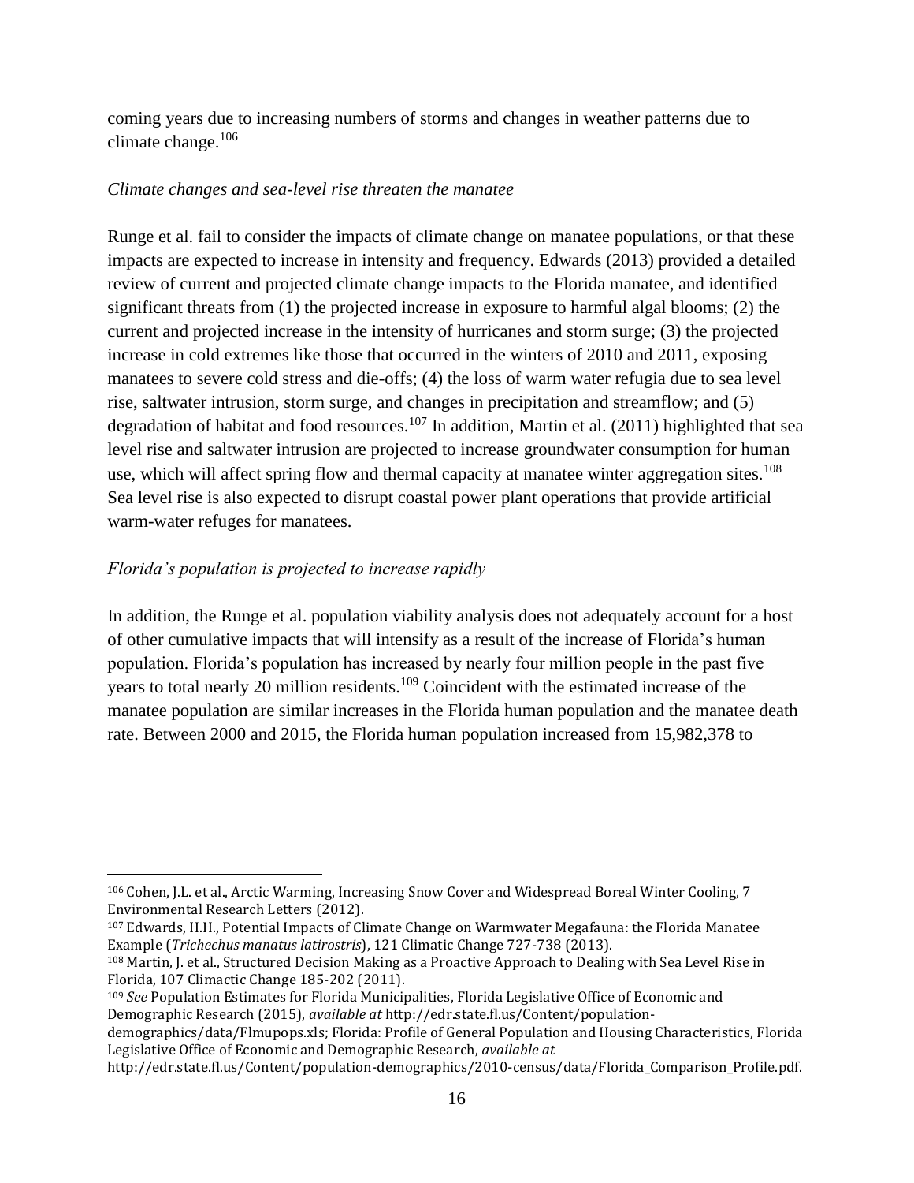coming years due to increasing numbers of storms and changes in weather patterns due to climate change.[106]

*Climate changes and sea-level rise threaten the manatee*

Runge et al. fail to consider the impacts of climate change on manatee populations, or that these impacts are expected to increase in intensity and frequency. Edwards (2013) provided a detailed review of current and projected climate change impacts to the Florida manatee, and identified significant threats from (1) the projected increase in exposure to harmful algal blooms; (2) the current and projected increase in the intensity of hurricanes and storm surge; (3) the projected increase in cold extremes like those that occurred in the winters of 2010 and 2011, exposing manatees to severe cold stress and die-offs; (4) the loss of warm water refugia due to sea level rise, saltwater intrusion, storm surge, and changes in precipitation and streamflow; and (5) degradation of habitat and food resources.[107] In addition, Martin et al. (2011) highlighted that sea level rise and saltwater intrusion are projected to increase groundwater consumption for human use, which will affect spring flow and thermal capacity at manatee winter aggregation sites.[108] Sea level rise is also expected to disrupt coastal power plant operations that provide artificial warm-water refuges for manatees.

*Florida's population is projected to increase rapidly*

In addition, the Runge et al. population viability analysis does not adequately account for a host of other cumulative impacts that will intensify as a result of the increase of Florida's human population. Florida's population has increased by nearly four million people in the past five years to total nearly 20 million residents.[109] Coincident with the estimated increase of the manatee population are similar increases in the Florida human population and the manatee death rate. Between 2000 and 2015, the Florida human population increased from 15,982,378 to

---

[106] Cohen, J.L. et al., Arctic Warming, Increasing Snow Cover and Widespread Boreal Winter Cooling, 7 Environmental Research Letters (2012).

[107] Edwards, H.H., Potential Impacts of Climate Change on Warmwater Megafauna: the Florida Manatee Example (*Trichechus manatus latirostris*), 121 Climatic Change 727-738 (2013).

[108] Martin, J. et al., Structured Decision Making as a Proactive Approach to Dealing with Sea Level Rise in Florida, 107 Climactic Change 185-202 (2011).

[109] *See* Population Estimates for Florida Municipalities, Florida Legislative Office of Economic and Demographic Research (2015), *available at* http://edr.state.fl.us/Content/population-demographics/data/Flmupops.xls; Florida: Profile of General Population and Housing Characteristics, Florida Legislative Office of Economic and Demographic Research, *available at* http://edr.state.fl.us/Content/population-demographics/2010-census/data/Florida_Comparison_Profile.pdf.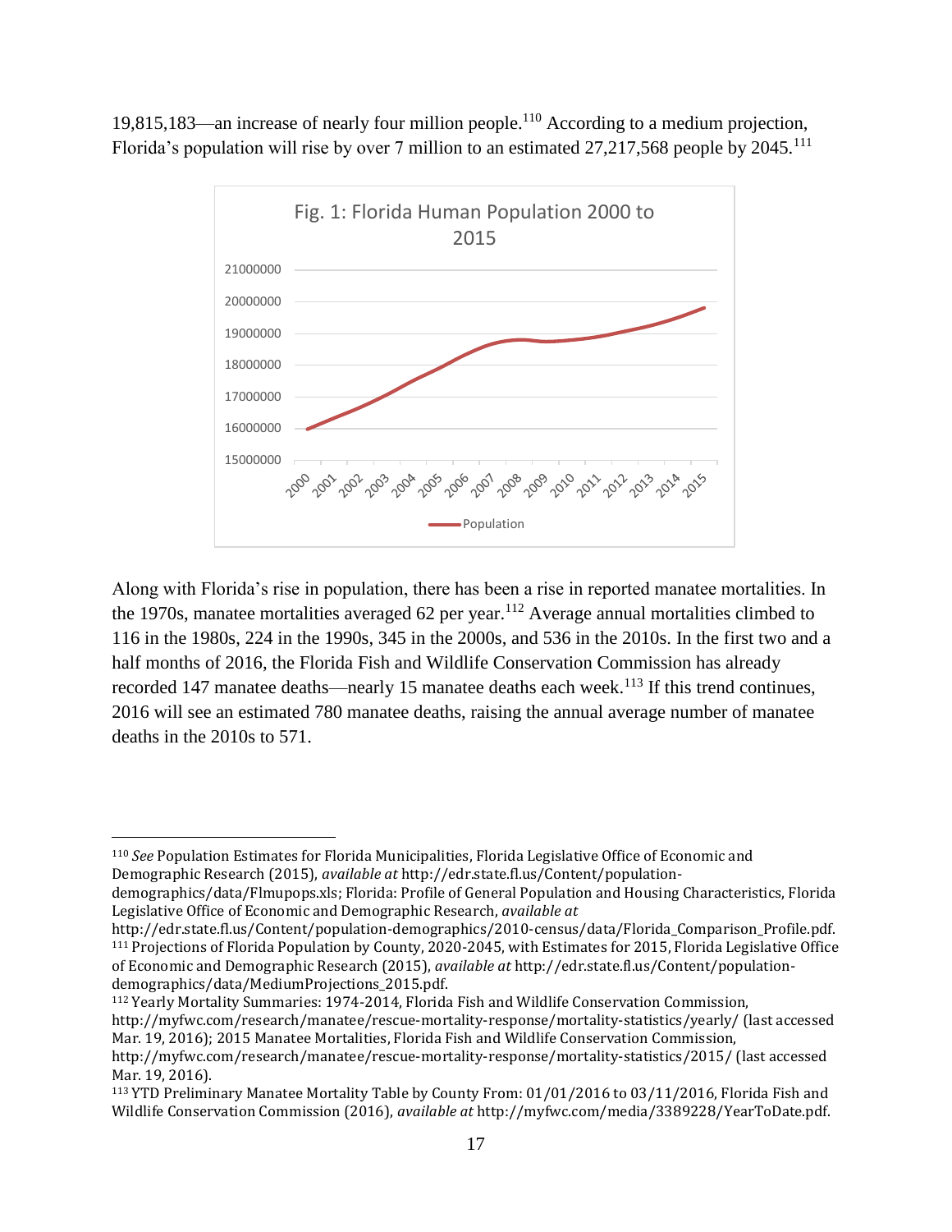19,815,183—an increase of nearly four million people.[110] According to a medium projection, Florida's population will rise by over 7 million to an estimated 27,217,568 people by 2045.[111]

Fig. 1: Florida Human Population 2000 to 2015

21000000
20000000
19000000
18000000
17000000
16000000
15000000

2000 2001 2002 2003 2004 2005 2006 2007 2008 2009 2010 2011 2012 2013 2014 2015

Population

Along with Florida's rise in population, there has been a rise in reported manatee mortalities. In the 1970s, manatee mortalities averaged 62 per year.[112] Average annual mortalities climbed to 116 in the 1980s, 224 in the 1990s, 345 in the 2000s, and 536 in the 2010s. In the first two and a half months of 2016, the Florida Fish and Wildlife Conservation Commission has already recorded 147 manatee deaths—nearly 15 manatee deaths each week.[113] If this trend continues, 2016 will see an estimated 780 manatee deaths, raising the annual average number of manatee deaths in the 2010s to 571.

---

[110] *See* Population Estimates for Florida Municipalities, Florida Legislative Office of Economic and Demographic Research (2015), *available at* http://edr.state.fl.us/Content/population-demographics/data/Flmupops.xls; Florida: Profile of General Population and Housing Characteristics, Florida Legislative Office of Economic and Demographic Research, *available at* http://edr.state.fl.us/Content/population-demographics/2010-census/data/Florida_Comparison_Profile.pdf.

[111] Projections of Florida Population by County, 2020-2045, with Estimates for 2015, Florida Legislative Office of Economic and Demographic Research (2015), *available at* http://edr.state.fl.us/Content/population-demographics/data/MediumProjections_2015.pdf.

[112] Yearly Mortality Summaries: 1974-2014, Florida Fish and Wildlife Conservation Commission, http://myfwc.com/research/manatee/rescue-mortality-response/mortality-statistics/yearly/ (last accessed Mar. 19, 2016); 2015 Manatee Mortalities, Florida Fish and Wildlife Conservation Commission, http://myfwc.com/research/manatee/rescue-mortality-response/mortality-statistics/2015/ (last accessed Mar. 19, 2016).

[113] YTD Preliminary Manatee Mortality Table by County From: 01/01/2016 to 03/11/2016, Florida Fish and Wildlife Conservation Commission (2016), *available at* http://myfwc.com/media/3389228/YearToDate.pdf.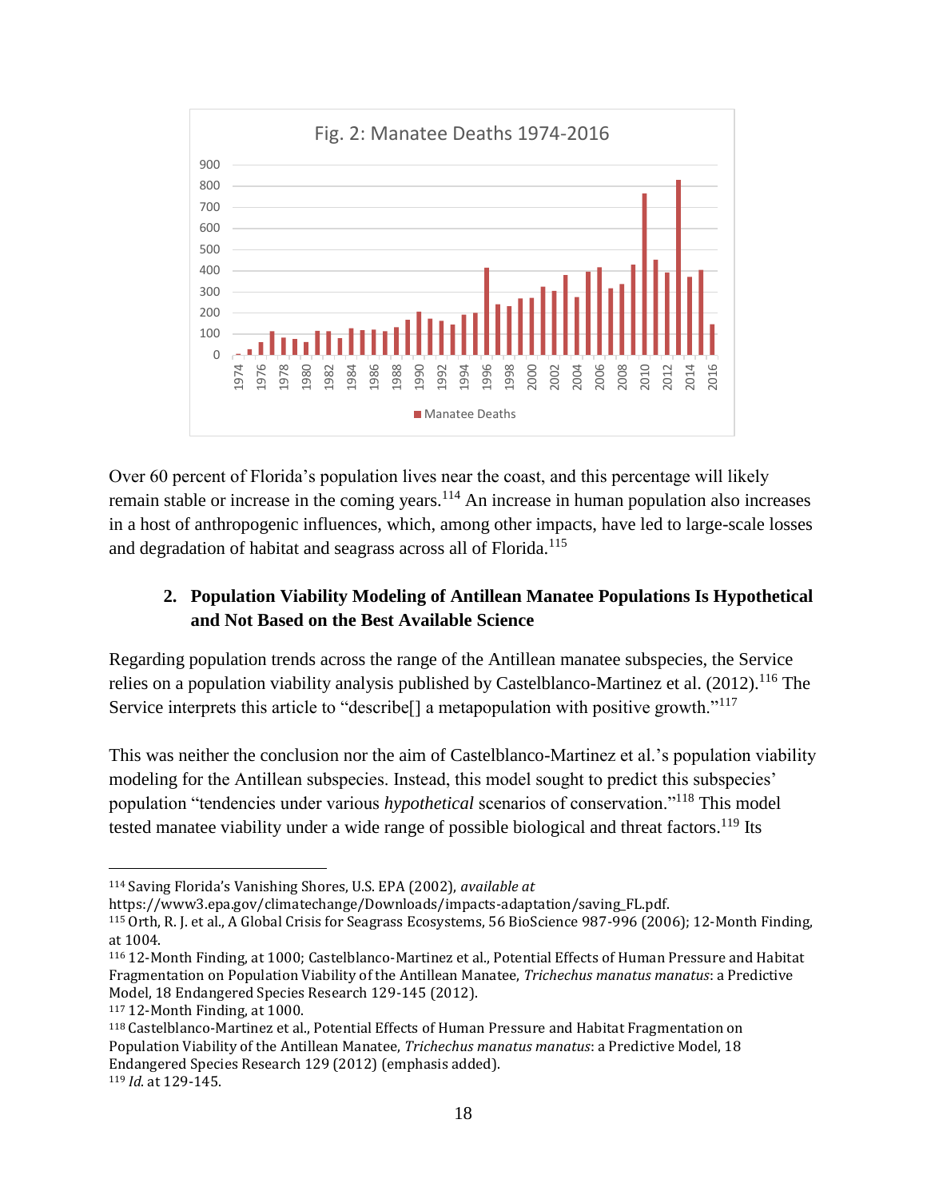Fig. 2: Manatee Deaths 1974-2016

900
800
700
600
500
400
300
200
100
0

1974 1976 1978 1980 1982 1984 1986 1988 1990 1992 1994 1996 1998 2000 2002 2004 2006 2008 2010 2012 2014 2016

Manatee Deaths

Over 60 percent of Florida's population lives near the coast, and this percentage will likely remain stable or increase in the coming years.[114] An increase in human population also increases in a host of anthropogenic influences, which, among other impacts, have led to large-scale losses and degradation of habitat and seagrass across all of Florida.[115]

### 2. Population Viability Modeling of Antillean Manatee Populations Is Hypothetical and Not Based on the Best Available Science

Regarding population trends across the range of the Antillean manatee subspecies, the Service relies on a population viability analysis published by Castelblanco-Martinez et al. (2012).[116] The Service interprets this article to "describe[] a metapopulation with positive growth."[117]

This was neither the conclusion nor the aim of Castelblanco-Martinez et al.'s population viability modeling for the Antillean subspecies. Instead, this model sought to predict this subspecies' population "tendencies under various *hypothetical* scenarios of conservation."[118] This model tested manatee viability under a wide range of possible biological and threat factors.[119] Its

---

[114] Saving Florida's Vanishing Shores, U.S. EPA (2002), *available at* https://www3.epa.gov/climatechange/Downloads/impacts-adaptation/saving_FL.pdf.

[115] Orth, R. J. et al., A Global Crisis for Seagrass Ecosystems, 56 BioScience 987-996 (2006); 12-Month Finding, at 1004.

[116] 12-Month Finding, at 1000; Castelblanco-Martinez et al., Potential Effects of Human Pressure and Habitat Fragmentation on Population Viability of the Antillean Manatee, *Trichechus manatus manatus*: a Predictive Model, 18 Endangered Species Research 129-145 (2012).

[117] 12-Month Finding, at 1000.

[118] Castelblanco-Martinez et al., Potential Effects of Human Pressure and Habitat Fragmentation on Population Viability of the Antillean Manatee, *Trichechus manatus manatus*: a Predictive Model, 18 Endangered Species Research 129 (2012) (emphasis added).

[119] *Id.* at 129-145.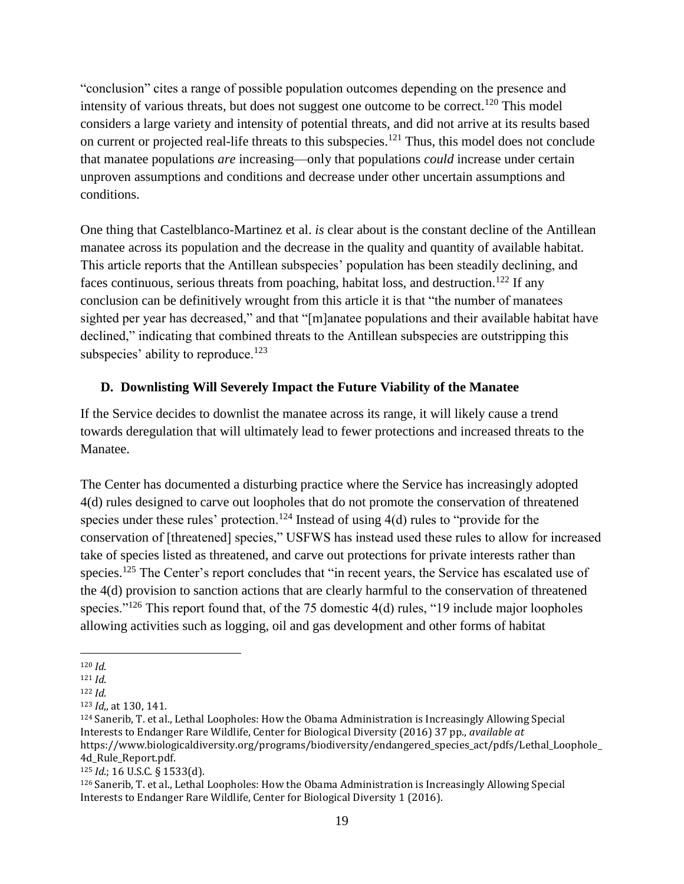"conclusion" cites a range of possible population outcomes depending on the presence and intensity of various threats, but does not suggest one outcome to be correct.[120] This model considers a large variety and intensity of potential threats, and did not arrive at its results based on current or projected real-life threats to this subspecies.[121] Thus, this model does not conclude that manatee populations *are* increasing—only that populations *could* increase under certain unproven assumptions and conditions and decrease under other uncertain assumptions and conditions.

One thing that Castelblanco-Martinez et al. *is* clear about is the constant decline of the Antillean manatee across its population and the decrease in the quality and quantity of available habitat. This article reports that the Antillean subspecies' population has been steadily declining, and faces continuous, serious threats from poaching, habitat loss, and destruction.[122] If any conclusion can be definitively wrought from this article it is that "the number of manatees sighted per year has decreased," and that "[m]anatee populations and their available habitat have declined," indicating that combined threats to the Antillean subspecies are outstripping this subspecies' ability to reproduce.[123]

### D. Downlisting Will Severely Impact the Future Viability of the Manatee

If the Service decides to downlist the manatee across its range, it will likely cause a trend towards deregulation that will ultimately lead to fewer protections and increased threats to the Manatee.

The Center has documented a disturbing practice where the Service has increasingly adopted 4(d) rules designed to carve out loopholes that do not promote the conservation of threatened species under these rules' protection.[124] Instead of using 4(d) rules to "provide for the conservation of [threatened] species," USFWS has instead used these rules to allow for increased take of species listed as threatened, and carve out protections for private interests rather than species.[125] The Center's report concludes that "in recent years, the Service has escalated use of the 4(d) provision to sanction actions that are clearly harmful to the conservation of threatened species."[126] This report found that, of the 75 domestic 4(d) rules, "19 include major loopholes allowing activities such as logging, oil and gas development and other forms of habitat

---

[120] *Id.*

[121] *Id.*

[122] *Id.*

[123] *Id,*, at 130, 141.

[124] Sanerib, T. et al., Lethal Loopholes: How the Obama Administration is Increasingly Allowing Special Interests to Endanger Rare Wildlife, Center for Biological Diversity (2016) 37 pp., *available at* https://www.biologicaldiversity.org/programs/biodiversity/endangered_species_act/pdfs/Lethal_Loophole_4d_Rule_Report.pdf.

[125] *Id.*; 16 U.S.C. § 1533(d).

[126] Sanerib, T. et al., Lethal Loopholes: How the Obama Administration is Increasingly Allowing Special Interests to Endanger Rare Wildlife, Center for Biological Diversity 1 (2016).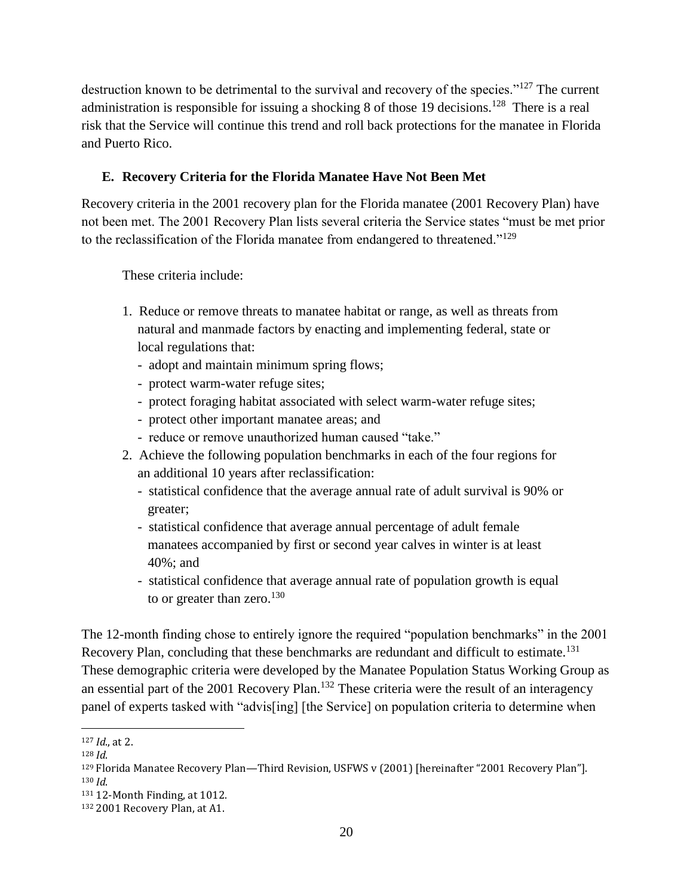destruction known to be detrimental to the survival and recovery of the species."[127] The current administration is responsible for issuing a shocking 8 of those 19 decisions.[128] There is a real risk that the Service will continue this trend and roll back protections for the manatee in Florida and Puerto Rico.

### E. Recovery Criteria for the Florida Manatee Have Not Been Met

Recovery criteria in the 2001 recovery plan for the Florida manatee (2001 Recovery Plan) have not been met. The 2001 Recovery Plan lists several criteria the Service states "must be met prior to the reclassification of the Florida manatee from endangered to threatened."[129]

These criteria include:

1. Reduce or remove threats to manatee habitat or range, as well as threats from natural and manmade factors by enacting and implementing federal, state or local regulations that:
   - adopt and maintain minimum spring flows;
   - protect warm-water refuge sites;
   - protect foraging habitat associated with select warm-water refuge sites;
   - protect other important manatee areas; and
   - reduce or remove unauthorized human caused "take."
2. Achieve the following population benchmarks in each of the four regions for an additional 10 years after reclassification:
   - statistical confidence that the average annual rate of adult survival is 90% or greater;
   - statistical confidence that average annual percentage of adult female manatees accompanied by first or second year calves in winter is at least 40%; and
   - statistical confidence that average annual rate of population growth is equal to or greater than zero.[130]

The 12-month finding chose to entirely ignore the required "population benchmarks" in the 2001 Recovery Plan, concluding that these benchmarks are redundant and difficult to estimate.[131] These demographic criteria were developed by the Manatee Population Status Working Group as an essential part of the 2001 Recovery Plan.[132] These criteria were the result of an interagency panel of experts tasked with "advis[ing] [the Service] on population criteria to determine when

[127] *Id.*, at 2.
[128] *Id.*
[129] Florida Manatee Recovery Plan—Third Revision, USFWS v (2001) [hereinafter "2001 Recovery Plan"].
[130] *Id.*
[131] 12-Month Finding, at 1012.
[132] 2001 Recovery Plan, at A1.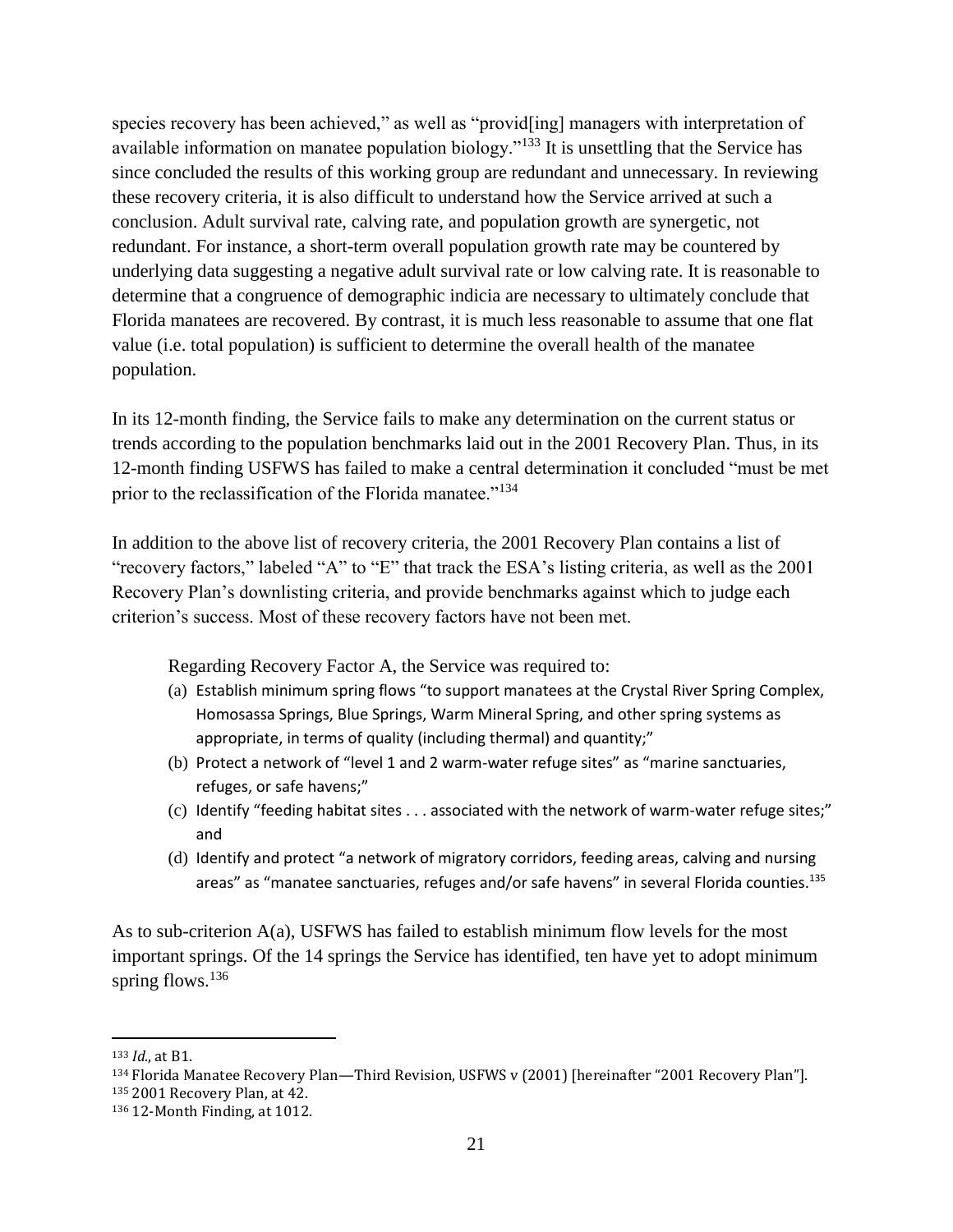species recovery has been achieved," as well as "provid[ing] managers with interpretation of available information on manatee population biology."[133] It is unsettling that the Service has since concluded the results of this working group are redundant and unnecessary. In reviewing these recovery criteria, it is also difficult to understand how the Service arrived at such a conclusion. Adult survival rate, calving rate, and population growth are synergetic, not redundant. For instance, a short-term overall population growth rate may be countered by underlying data suggesting a negative adult survival rate or low calving rate. It is reasonable to determine that a congruence of demographic indicia are necessary to ultimately conclude that Florida manatees are recovered. By contrast, it is much less reasonable to assume that one flat value (i.e. total population) is sufficient to determine the overall health of the manatee population.

In its 12-month finding, the Service fails to make any determination on the current status or trends according to the population benchmarks laid out in the 2001 Recovery Plan. Thus, in its 12-month finding USFWS has failed to make a central determination it concluded "must be met prior to the reclassification of the Florida manatee."[134]

In addition to the above list of recovery criteria, the 2001 Recovery Plan contains a list of "recovery factors," labeled "A" to "E" that track the ESA's listing criteria, as well as the 2001 Recovery Plan's downlisting criteria, and provide benchmarks against which to judge each criterion's success. Most of these recovery factors have not been met.

Regarding Recovery Factor A, the Service was required to:

(a) Establish minimum spring flows "to support manatees at the Crystal River Spring Complex, Homosassa Springs, Blue Springs, Warm Mineral Spring, and other spring systems as appropriate, in terms of quality (including thermal) and quantity;"
(b) Protect a network of "level 1 and 2 warm-water refuge sites" as "marine sanctuaries, refuges, or safe havens;"
(c) Identify "feeding habitat sites . . . associated with the network of warm-water refuge sites;" and
(d) Identify and protect "a network of migratory corridors, feeding areas, calving and nursing areas" as "manatee sanctuaries, refuges and/or safe havens" in several Florida counties.[135]

As to sub-criterion A(a), USFWS has failed to establish minimum flow levels for the most important springs. Of the 14 springs the Service has identified, ten have yet to adopt minimum spring flows.[136]

---

[133] *Id.*, at B1.

[134] Florida Manatee Recovery Plan—Third Revision, USFWS v (2001) [hereinafter "2001 Recovery Plan"].

[135] 2001 Recovery Plan, at 42.

[136] 12-Month Finding, at 1012.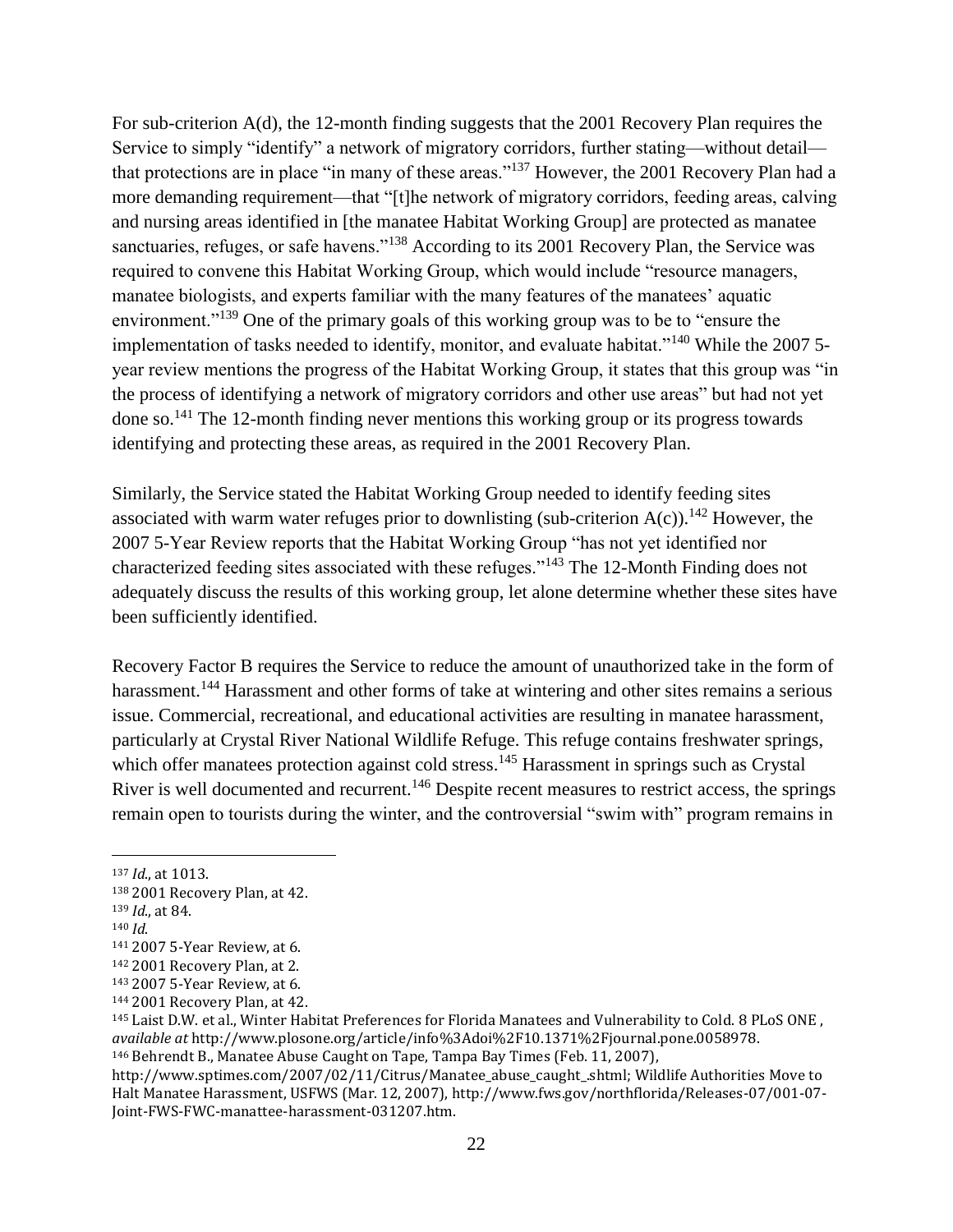For sub-criterion A(d), the 12-month finding suggests that the 2001 Recovery Plan requires the Service to simply "identify" a network of migratory corridors, further stating—without detail—that protections are in place "in many of these areas."[137] However, the 2001 Recovery Plan had a more demanding requirement—that "[t]he network of migratory corridors, feeding areas, calving and nursing areas identified in [the manatee Habitat Working Group] are protected as manatee sanctuaries, refuges, or safe havens."[138] According to its 2001 Recovery Plan, the Service was required to convene this Habitat Working Group, which would include "resource managers, manatee biologists, and experts familiar with the many features of the manatees' aquatic environment."[139] One of the primary goals of this working group was to be to "ensure the implementation of tasks needed to identify, monitor, and evaluate habitat."[140] While the 2007 5-year review mentions the progress of the Habitat Working Group, it states that this group was "in the process of identifying a network of migratory corridors and other use areas" but had not yet done so.[141] The 12-month finding never mentions this working group or its progress towards identifying and protecting these areas, as required in the 2001 Recovery Plan.

Similarly, the Service stated the Habitat Working Group needed to identify feeding sites associated with warm water refuges prior to downlisting (sub-criterion A(c)).[142] However, the 2007 5-Year Review reports that the Habitat Working Group "has not yet identified nor characterized feeding sites associated with these refuges."[143] The 12-Month Finding does not adequately discuss the results of this working group, let alone determine whether these sites have been sufficiently identified.

Recovery Factor B requires the Service to reduce the amount of unauthorized take in the form of harassment.[144] Harassment and other forms of take at wintering and other sites remains a serious issue. Commercial, recreational, and educational activities are resulting in manatee harassment, particularly at Crystal River National Wildlife Refuge. This refuge contains freshwater springs, which offer manatees protection against cold stress.[145] Harassment in springs such as Crystal River is well documented and recurrent.[146] Despite recent measures to restrict access, the springs remain open to tourists during the winter, and the controversial "swim with" program remains in

---

[137] *Id.*, at 1013.

[138] 2001 Recovery Plan, at 42.

[139] *Id.*, at 84.

[140] *Id.*

[141] 2007 5-Year Review, at 6.

[142] 2001 Recovery Plan, at 2.

[143] 2007 5-Year Review, at 6.

[144] 2001 Recovery Plan, at 42.

[145] Laist D.W. et al., Winter Habitat Preferences for Florida Manatees and Vulnerability to Cold. 8 PLoS ONE, *available at* http://www.plosone.org/article/info%3Adoi%2F10.1371%2Fjournal.pone.0058978.

[146] Behrendt B., Manatee Abuse Caught on Tape, Tampa Bay Times (Feb. 11, 2007), http://www.sptimes.com/2007/02/11/Citrus/Manatee_abuse_caught_.shtml; Wildlife Authorities Move to Halt Manatee Harassment, USFWS (Mar. 12, 2007), http://www.fws.gov/northflorida/Releases-07/001-07-Joint-FWS-FWC-manattee-harassment-031207.htm.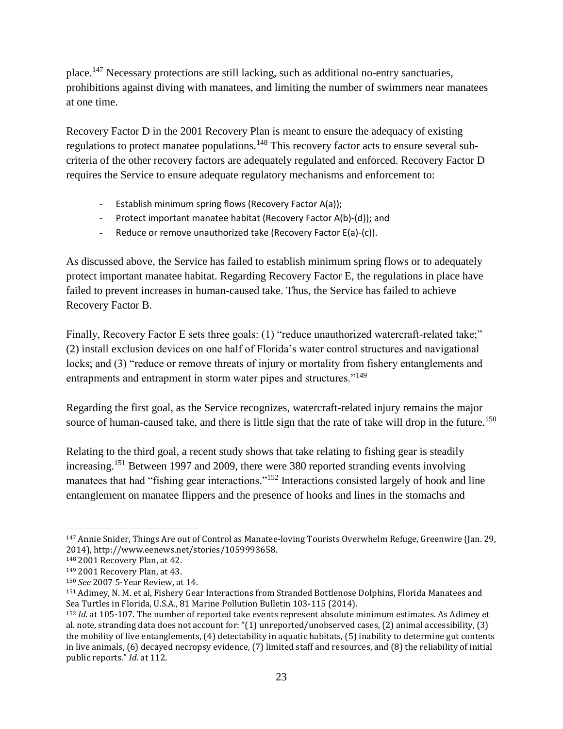place.[147] Necessary protections are still lacking, such as additional no-entry sanctuaries, prohibitions against diving with manatees, and limiting the number of swimmers near manatees at one time.

Recovery Factor D in the 2001 Recovery Plan is meant to ensure the adequacy of existing regulations to protect manatee populations.[148] This recovery factor acts to ensure several sub-criteria of the other recovery factors are adequately regulated and enforced. Recovery Factor D requires the Service to ensure adequate regulatory mechanisms and enforcement to:

- Establish minimum spring flows (Recovery Factor A(a));
- Protect important manatee habitat (Recovery Factor A(b)-(d)); and
- Reduce or remove unauthorized take (Recovery Factor E(a)-(c)).

As discussed above, the Service has failed to establish minimum spring flows or to adequately protect important manatee habitat. Regarding Recovery Factor E, the regulations in place have failed to prevent increases in human-caused take. Thus, the Service has failed to achieve Recovery Factor B.

Finally, Recovery Factor E sets three goals: (1) "reduce unauthorized watercraft-related take;" (2) install exclusion devices on one half of Florida's water control structures and navigational locks; and (3) "reduce or remove threats of injury or mortality from fishery entanglements and entrapments and entrapment in storm water pipes and structures."[149]

Regarding the first goal, as the Service recognizes, watercraft-related injury remains the major source of human-caused take, and there is little sign that the rate of take will drop in the future.[150]

Relating to the third goal, a recent study shows that take relating to fishing gear is steadily increasing.[151] Between 1997 and 2009, there were 380 reported stranding events involving manatees that had "fishing gear interactions."[152] Interactions consisted largely of hook and line entanglement on manatee flippers and the presence of hooks and lines in the stomachs and

---

[147] Annie Snider, Things Are out of Control as Manatee-loving Tourists Overwhelm Refuge, Greenwire (Jan. 29, 2014), http://www.eenews.net/stories/1059993658.

[148] 2001 Recovery Plan, at 42.

[149] 2001 Recovery Plan, at 43.

[150] *See* 2007 5-Year Review, at 14.

[151] Adimey, N. M. et al, Fishery Gear Interactions from Stranded Bottlenose Dolphins, Florida Manatees and Sea Turtles in Florida, U.S.A., 81 Marine Pollution Bulletin 103-115 (2014).

[152] *Id*. at 105-107. The number of reported take events represent absolute minimum estimates. As Adimey et al. note, stranding data does not account for: "(1) unreported/unobserved cases, (2) animal accessibility, (3) the mobility of live entanglements, (4) detectability in aquatic habitats, (5) inability to determine gut contents in live animals, (6) decayed necropsy evidence, (7) limited staff and resources, and (8) the reliability of initial public reports." *Id*. at 112.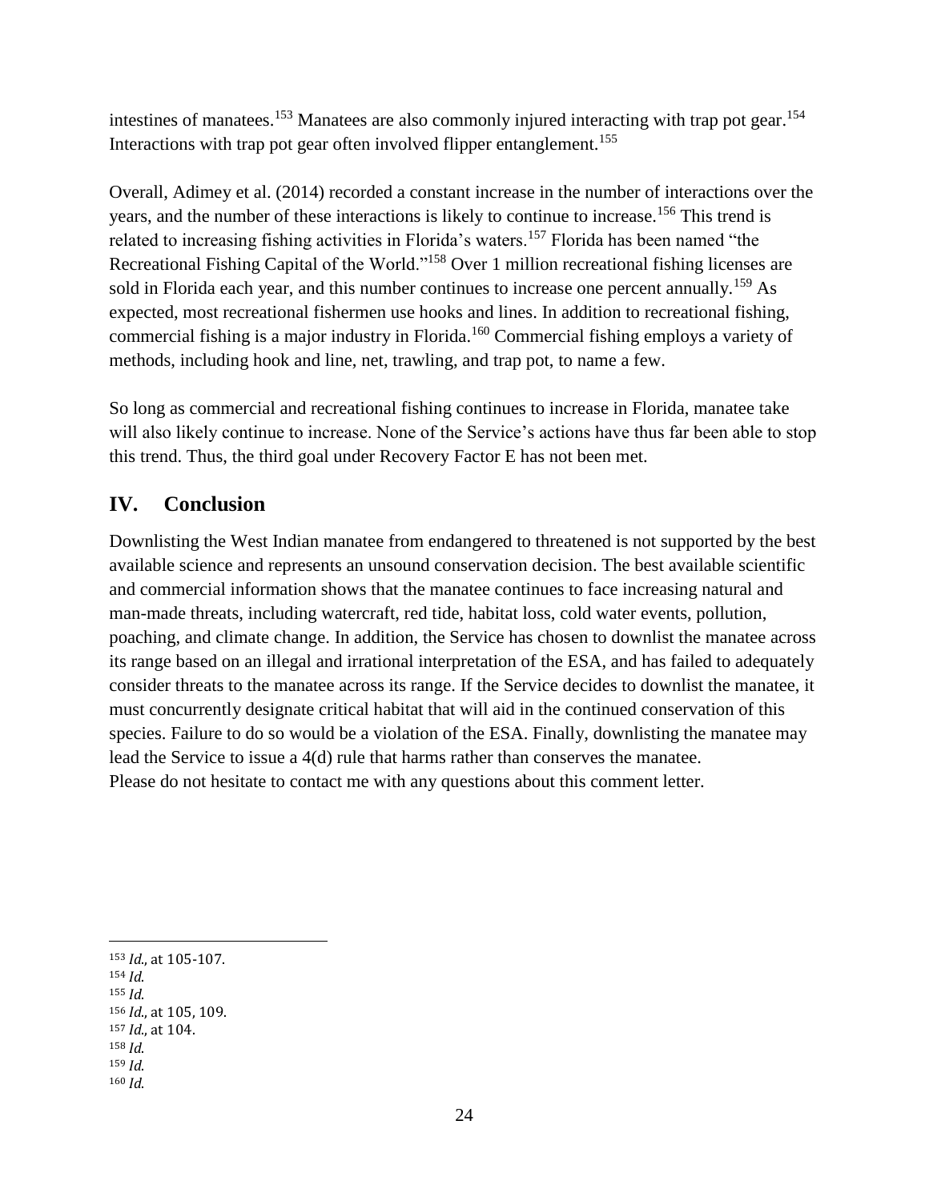intestines of manatees.[153] Manatees are also commonly injured interacting with trap pot gear.[154] Interactions with trap pot gear often involved flipper entanglement.[155]

Overall, Adimey et al. (2014) recorded a constant increase in the number of interactions over the years, and the number of these interactions is likely to continue to increase.[156] This trend is related to increasing fishing activities in Florida's waters.[157] Florida has been named "the Recreational Fishing Capital of the World."[158] Over 1 million recreational fishing licenses are sold in Florida each year, and this number continues to increase one percent annually.[159] As expected, most recreational fishermen use hooks and lines. In addition to recreational fishing, commercial fishing is a major industry in Florida.[160] Commercial fishing employs a variety of methods, including hook and line, net, trawling, and trap pot, to name a few.

So long as commercial and recreational fishing continues to increase in Florida, manatee take will also likely continue to increase. None of the Service's actions have thus far been able to stop this trend. Thus, the third goal under Recovery Factor E has not been met.

## IV. Conclusion

Downlisting the West Indian manatee from endangered to threatened is not supported by the best available science and represents an unsound conservation decision. The best available scientific and commercial information shows that the manatee continues to face increasing natural and man-made threats, including watercraft, red tide, habitat loss, cold water events, pollution, poaching, and climate change. In addition, the Service has chosen to downlist the manatee across its range based on an illegal and irrational interpretation of the ESA, and has failed to adequately consider threats to the manatee across its range. If the Service decides to downlist the manatee, it must concurrently designate critical habitat that will aid in the continued conservation of this species. Failure to do so would be a violation of the ESA. Finally, downlisting the manatee may lead the Service to issue a 4(d) rule that harms rather than conserves the manatee.
Please do not hesitate to contact me with any questions about this comment letter.

---

[153] *Id.*, at 105-107.
[154] *Id.*
[155] *Id.*
[156] *Id.*, at 105, 109.
[157] *Id.*, at 104.
[158] *Id.*
[159] *Id.*
[160] *Id.*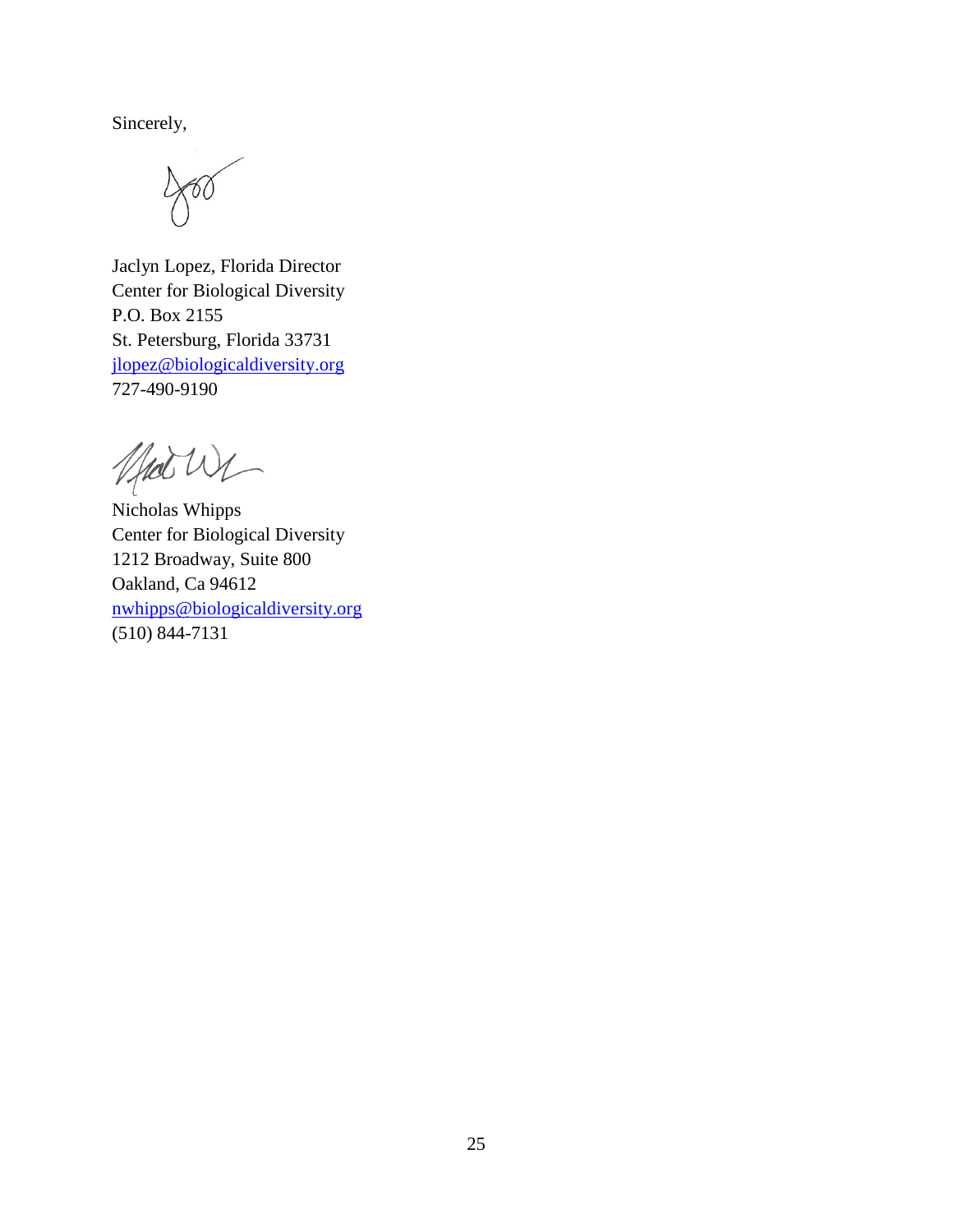Sincerely,

Jaclyn Lopez, Florida Director
Center for Biological Diversity
P.O. Box 2155
St. Petersburg, Florida 33731
jlopez@biologicaldiversity.org
727-490-9190

Nicholas Whipps
Center for Biological Diversity
1212 Broadway, Suite 800
Oakland, Ca 94612
nwhipps@biologicaldiversity.org
(510) 844-7131